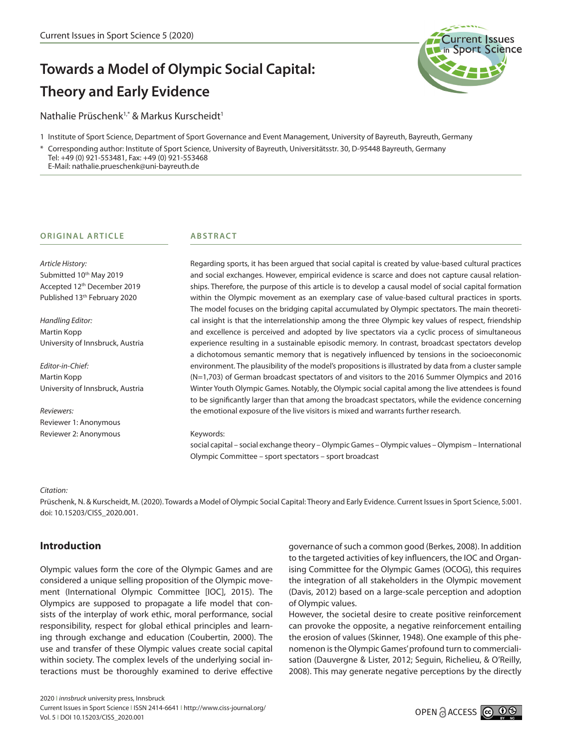# Towards a Model of Olympic Social Capital: Theory and Early Evidence

Nathalie Prüschenk[1,*] & Markus Kurscheidt[1]

1 Institute of Sport Science, Department of Sport Governance and Event Management, University of Bayreuth, Bayreuth, Germany

* Corresponding author: Institute of Sport Science, University of Bayreuth, Universitätsstr. 30, D-95448 Bayreuth, Germany
Tel: +49 (0) 921-553481, Fax: +49 (0) 921-553468
E-Mail: nathalie.prueschenk@uni-bayreuth.de

**ORIGINAL ARTICLE**

*Article History:*
Submitted 10th May 2019
Accepted 12th December 2019
Published 13th February 2020

*Handling Editor:*
Martin Kopp
University of Innsbruck, Austria

*Editor-in-Chief:*
Martin Kopp
University of Innsbruck, Austria

*Reviewers:*
Reviewer 1: Anonymous
Reviewer 2: Anonymous

**ABSTRACT**

Regarding sports, it has been argued that social capital is created by value-based cultural practices and social exchanges. However, empirical evidence is scarce and does not capture causal relationships. Therefore, the purpose of this article is to develop a causal model of social capital formation within the Olympic movement as an exemplary case of value-based cultural practices in sports. The model focuses on the bridging capital accumulated by Olympic spectators. The main theoretical insight is that the interrelationship among the three Olympic key values of respect, friendship and excellence is perceived and adopted by live spectators via a cyclic process of simultaneous experience resulting in a sustainable episodic memory. In contrast, broadcast spectators develop a dichotomous semantic memory that is negatively influenced by tensions in the socioeconomic environment. The plausibility of the model's propositions is illustrated by data from a cluster sample (N=1,703) of German broadcast spectators of and visitors to the 2016 Summer Olympics and 2016 Winter Youth Olympic Games. Notably, the Olympic social capital among the live attendees is found to be significantly larger than that among the broadcast spectators, while the evidence concerning the emotional exposure of the live visitors is mixed and warrants further research.

Keywords:
social capital – social exchange theory – Olympic Games – Olympic values – Olympism – International Olympic Committee – sport spectators – sport broadcast

*Citation:*
Prüschenk, N. & Kurscheidt, M. (2020). Towards a Model of Olympic Social Capital: Theory and Early Evidence. Current Issues in Sport Science, 5:001. doi: 10.15203/CISS_2020.001.

## Introduction

Olympic values form the core of the Olympic Games and are considered a unique selling proposition of the Olympic movement (International Olympic Committee [IOC], 2015). The Olympics are supposed to propagate a life model that consists of the interplay of work ethic, moral performance, social responsibility, respect for global ethical principles and learning through exchange and education (Coubertin, 2000). The use and transfer of these Olympic values create social capital within society. The complex levels of the underlying social interactions must be thoroughly examined to derive effective governance of such a common good (Berkes, 2008). In addition to the targeted activities of key influencers, the IOC and Organising Committee for the Olympic Games (OCOG), this requires the integration of all stakeholders in the Olympic movement (Davis, 2012) based on a large-scale perception and adoption of Olympic values.

However, the societal desire to create positive reinforcement can provoke the opposite, a negative reinforcement entailing the erosion of values (Skinner, 1948). One example of this phenomenon is the Olympic Games' profound turn to commercialisation (Dauvergne & Lister, 2012; Seguin, Richelieu, & O'Reilly, 2008). This may generate negative perceptions by the directly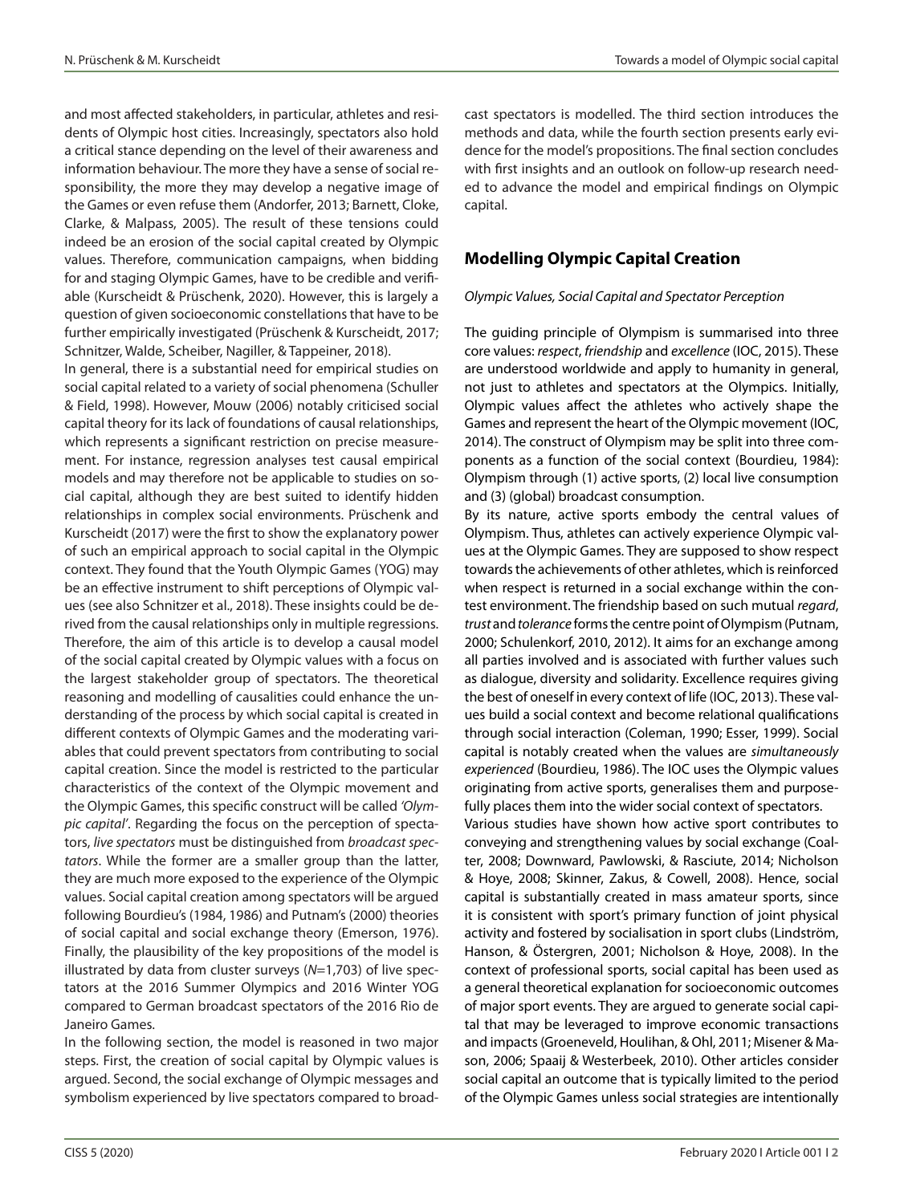and most affected stakeholders, in particular, athletes and residents of Olympic host cities. Increasingly, spectators also hold a critical stance depending on the level of their awareness and information behaviour. The more they have a sense of social responsibility, the more they may develop a negative image of the Games or even refuse them (Andorfer, 2013; Barnett, Cloke, Clarke, & Malpass, 2005). The result of these tensions could indeed be an erosion of the social capital created by Olympic values. Therefore, communication campaigns, when bidding for and staging Olympic Games, have to be credible and verifiable (Kurscheidt & Prüschenk, 2020). However, this is largely a question of given socioeconomic constellations that have to be further empirically investigated (Prüschenk & Kurscheidt, 2017; Schnitzer, Walde, Scheiber, Nagiller, & Tappeiner, 2018).

In general, there is a substantial need for empirical studies on social capital related to a variety of social phenomena (Schuller & Field, 1998). However, Mouw (2006) notably criticised social capital theory for its lack of foundations of causal relationships, which represents a significant restriction on precise measurement. For instance, regression analyses test causal empirical models and may therefore not be applicable to studies on social capital, although they are best suited to identify hidden relationships in complex social environments. Prüschenk and Kurscheidt (2017) were the first to show the explanatory power of such an empirical approach to social capital in the Olympic context. They found that the Youth Olympic Games (YOG) may be an effective instrument to shift perceptions of Olympic values (see also Schnitzer et al., 2018). These insights could be derived from the causal relationships only in multiple regressions. Therefore, the aim of this article is to develop a causal model of the social capital created by Olympic values with a focus on the largest stakeholder group of spectators. The theoretical reasoning and modelling of causalities could enhance the understanding of the process by which social capital is created in different contexts of Olympic Games and the moderating variables that could prevent spectators from contributing to social capital creation. Since the model is restricted to the particular characteristics of the context of the Olympic movement and the Olympic Games, this specific construct will be called *'Olympic capital'*. Regarding the focus on the perception of spectators, *live spectators* must be distinguished from *broadcast spectators*. While the former are a smaller group than the latter, they are much more exposed to the experience of the Olympic values. Social capital creation among spectators will be argued following Bourdieu's (1984, 1986) and Putnam's (2000) theories of social capital and social exchange theory (Emerson, 1976). Finally, the plausibility of the key propositions of the model is illustrated by data from cluster surveys ($N$=1,703) of live spectators at the 2016 Summer Olympics and 2016 Winter YOG compared to German broadcast spectators of the 2016 Rio de Janeiro Games.

In the following section, the model is reasoned in two major steps. First, the creation of social capital by Olympic values is argued. Second, the social exchange of Olympic messages and symbolism experienced by live spectators compared to broadcast spectators is modelled. The third section introduces the methods and data, while the fourth section presents early evidence for the model's propositions. The final section concludes with first insights and an outlook on follow-up research needed to advance the model and empirical findings on Olympic capital.

## Modelling Olympic Capital Creation

*Olympic Values, Social Capital and Spectator Perception*

The guiding principle of Olympism is summarised into three core values: *respect*, *friendship* and *excellence* (IOC, 2015). These are understood worldwide and apply to humanity in general, not just to athletes and spectators at the Olympics. Initially, Olympic values affect the athletes who actively shape the Games and represent the heart of the Olympic movement (IOC, 2014). The construct of Olympism may be split into three components as a function of the social context (Bourdieu, 1984): Olympism through (1) active sports, (2) local live consumption and (3) (global) broadcast consumption.

By its nature, active sports embody the central values of Olympism. Thus, athletes can actively experience Olympic values at the Olympic Games. They are supposed to show respect towards the achievements of other athletes, which is reinforced when respect is returned in a social exchange within the contest environment. The friendship based on such mutual *regard*, *trust* and *tolerance* forms the centre point of Olympism (Putnam, 2000; Schulenkorf, 2010, 2012). It aims for an exchange among all parties involved and is associated with further values such as dialogue, diversity and solidarity. Excellence requires giving the best of oneself in every context of life (IOC, 2013). These values build a social context and become relational qualifications through social interaction (Coleman, 1990; Esser, 1999). Social capital is notably created when the values are *simultaneously experienced* (Bourdieu, 1986). The IOC uses the Olympic values originating from active sports, generalises them and purposefully places them into the wider social context of spectators.

Various studies have shown how active sport contributes to conveying and strengthening values by social exchange (Coalter, 2008; Downward, Pawlowski, & Rasciute, 2014; Nicholson & Hoye, 2008; Skinner, Zakus, & Cowell, 2008). Hence, social capital is substantially created in mass amateur sports, since it is consistent with sport's primary function of joint physical activity and fostered by socialisation in sport clubs (Lindström, Hanson, & Östergren, 2001; Nicholson & Hoye, 2008). In the context of professional sports, social capital has been used as a general theoretical explanation for socioeconomic outcomes of major sport events. They are argued to generate social capital that may be leveraged to improve economic transactions and impacts (Groeneveld, Houlihan, & Ohl, 2011; Misener & Mason, 2006; Spaaij & Westerbeek, 2010). Other articles consider social capital an outcome that is typically limited to the period of the Olympic Games unless social strategies are intentionally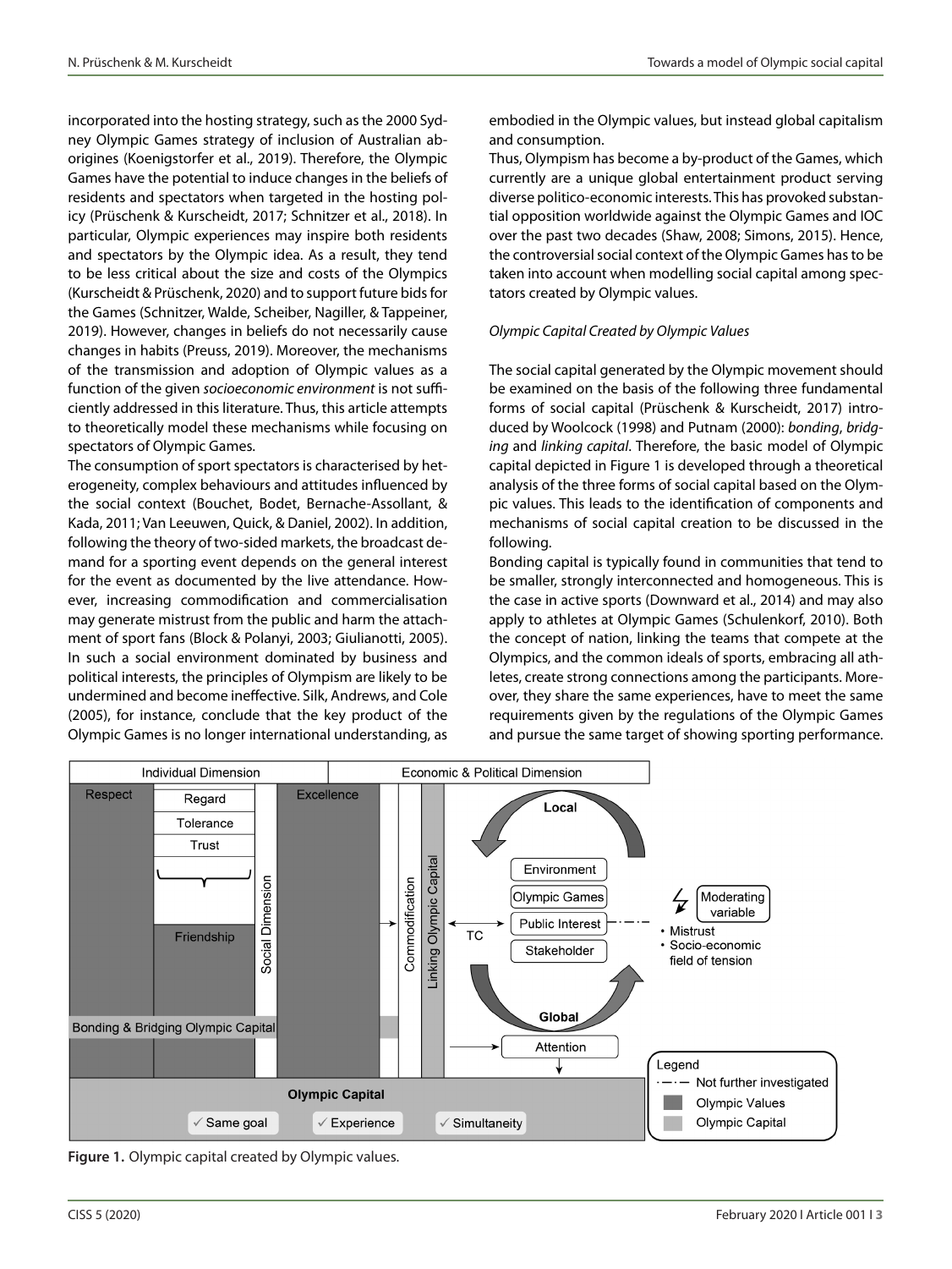incorporated into the hosting strategy, such as the 2000 Sydney Olympic Games strategy of inclusion of Australian aborigines (Koenigstorfer et al., 2019). Therefore, the Olympic Games have the potential to induce changes in the beliefs of residents and spectators when targeted in the hosting policy (Prüschenk & Kurscheidt, 2017; Schnitzer et al., 2018). In particular, Olympic experiences may inspire both residents and spectators by the Olympic idea. As a result, they tend to be less critical about the size and costs of the Olympics (Kurscheidt & Prüschenk, 2020) and to support future bids for the Games (Schnitzer, Walde, Scheiber, Nagiller, & Tappeiner, 2019). However, changes in beliefs do not necessarily cause changes in habits (Preuss, 2019). Moreover, the mechanisms of the transmission and adoption of Olympic values as a function of the given *socioeconomic environment* is not sufficiently addressed in this literature. Thus, this article attempts to theoretically model these mechanisms while focusing on spectators of Olympic Games.

The consumption of sport spectators is characterised by heterogeneity, complex behaviours and attitudes influenced by the social context (Bouchet, Bodet, Bernache-Assollant, & Kada, 2011; Van Leeuwen, Quick, & Daniel, 2002). In addition, following the theory of two-sided markets, the broadcast demand for a sporting event depends on the general interest for the event as documented by the live attendance. However, increasing commodification and commercialisation may generate mistrust from the public and harm the attachment of sport fans (Block & Polanyi, 2003; Giulianotti, 2005). In such a social environment dominated by business and political interests, the principles of Olympism are likely to be undermined and become ineffective. Silk, Andrews, and Cole (2005), for instance, conclude that the key product of the Olympic Games is no longer international understanding, as embodied in the Olympic values, but instead global capitalism and consumption.

Thus, Olympism has become a by-product of the Games, which currently are a unique global entertainment product serving diverse politico-economic interests. This has provoked substantial opposition worldwide against the Olympic Games and IOC over the past two decades (Shaw, 2008; Simons, 2015). Hence, the controversial social context of the Olympic Games has to be taken into account when modelling social capital among spectators created by Olympic values.

*Olympic Capital Created by Olympic Values*

The social capital generated by the Olympic movement should be examined on the basis of the following three fundamental forms of social capital (Prüschenk & Kurscheidt, 2017) introduced by Woolcock (1998) and Putnam (2000): *bonding*, *bridging* and *linking capital*. Therefore, the basic model of Olympic capital depicted in Figure 1 is developed through a theoretical analysis of the three forms of social capital based on the Olympic values. This leads to the identification of components and mechanisms of social capital creation to be discussed in the following.

Bonding capital is typically found in communities that tend to be smaller, strongly interconnected and homogeneous. This is the case in active sports (Downward et al., 2014) and may also apply to athletes at Olympic Games (Schulenkorf, 2010). Both the concept of nation, linking the teams that compete at the Olympics, and the common ideals of sports, embracing all athletes, create strong connections among the participants. Moreover, they share the same experiences, have to meet the same requirements given by the regulations of the Olympic Games and pursue the same target of showing sporting performance.

**Figure 1.** Olympic capital created by Olympic values.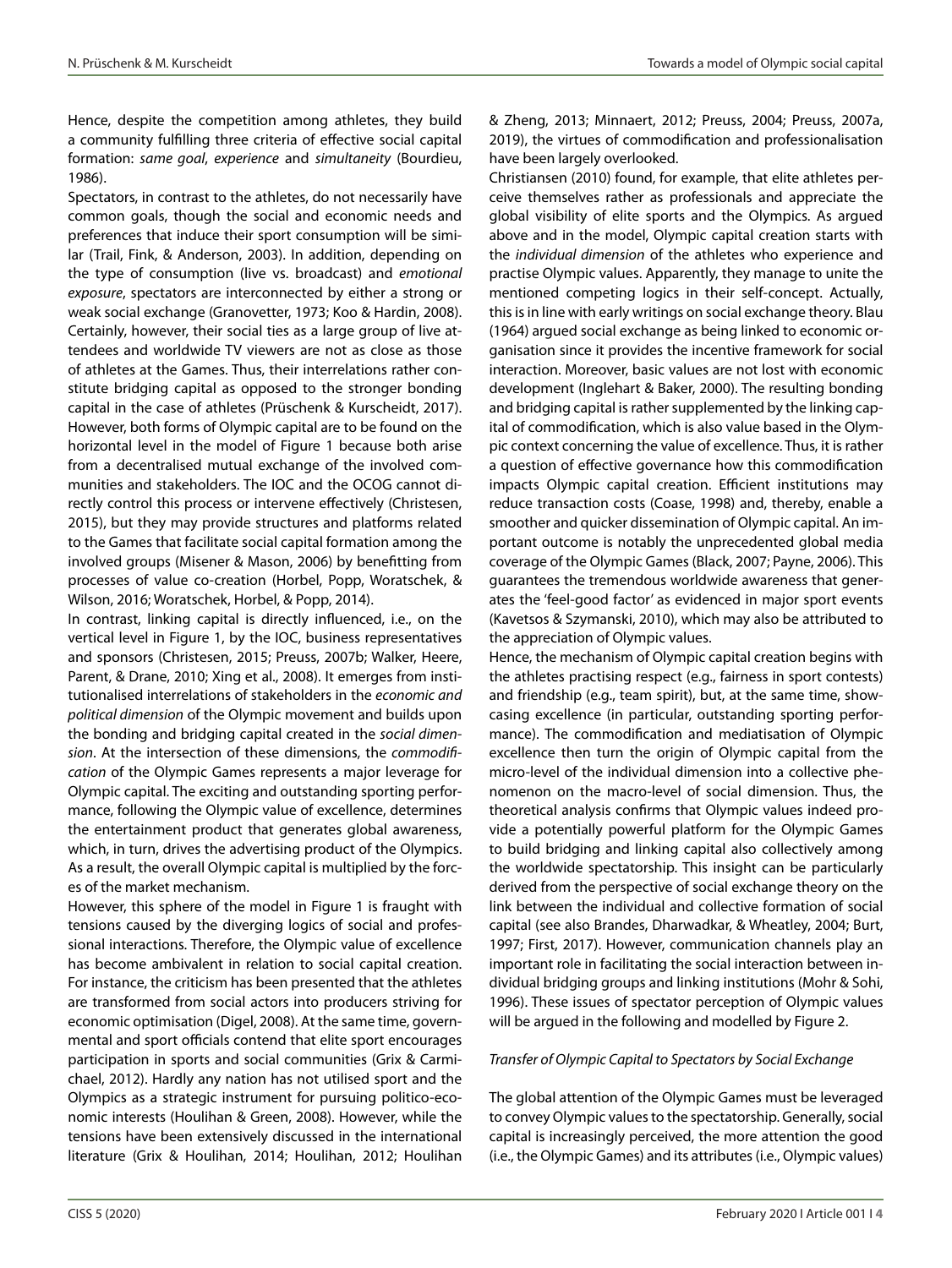Hence, despite the competition among athletes, they build a community fulfilling three criteria of effective social capital formation: *same goal*, *experience* and *simultaneity* (Bourdieu, 1986).

Spectators, in contrast to the athletes, do not necessarily have common goals, though the social and economic needs and preferences that induce their sport consumption will be similar (Trail, Fink, & Anderson, 2003). In addition, depending on the type of consumption (live vs. broadcast) and *emotional exposure*, spectators are interconnected by either a strong or weak social exchange (Granovetter, 1973; Koo & Hardin, 2008). Certainly, however, their social ties as a large group of live attendees and worldwide TV viewers are not as close as those of athletes at the Games. Thus, their interrelations rather constitute bridging capital as opposed to the stronger bonding capital in the case of athletes (Prüschenk & Kurscheidt, 2017). However, both forms of Olympic capital are to be found on the horizontal level in the model of Figure 1 because both arise from a decentralised mutual exchange of the involved communities and stakeholders. The IOC and the OCOG cannot directly control this process or intervene effectively (Christesen, 2015), but they may provide structures and platforms related to the Games that facilitate social capital formation among the involved groups (Misener & Mason, 2006) by benefitting from processes of value co-creation (Horbel, Popp, Woratschek, & Wilson, 2016; Woratschek, Horbel, & Popp, 2014).

In contrast, linking capital is directly influenced, i.e., on the vertical level in Figure 1, by the IOC, business representatives and sponsors (Christesen, 2015; Preuss, 2007b; Walker, Heere, Parent, & Drane, 2010; Xing et al., 2008). It emerges from institutionalised interrelations of stakeholders in the *economic and political dimension* of the Olympic movement and builds upon the bonding and bridging capital created in the *social dimension*. At the intersection of these dimensions, the *commodification* of the Olympic Games represents a major leverage for Olympic capital. The exciting and outstanding sporting performance, following the Olympic value of excellence, determines the entertainment product that generates global awareness, which, in turn, drives the advertising product of the Olympics. As a result, the overall Olympic capital is multiplied by the forces of the market mechanism.

However, this sphere of the model in Figure 1 is fraught with tensions caused by the diverging logics of social and professional interactions. Therefore, the Olympic value of excellence has become ambivalent in relation to social capital creation. For instance, the criticism has been presented that the athletes are transformed from social actors into producers striving for economic optimisation (Digel, 2008). At the same time, governmental and sport officials contend that elite sport encourages participation in sports and social communities (Grix & Carmichael, 2012). Hardly any nation has not utilised sport and the Olympics as a strategic instrument for pursuing politico-economic interests (Houlihan & Green, 2008). However, while the tensions have been extensively discussed in the international literature (Grix & Houlihan, 2014; Houlihan, 2012; Houlihan & Zheng, 2013; Minnaert, 2012; Preuss, 2004; Preuss, 2007a, 2019), the virtues of commodification and professionalisation have been largely overlooked.

Christiansen (2010) found, for example, that elite athletes perceive themselves rather as professionals and appreciate the global visibility of elite sports and the Olympics. As argued above and in the model, Olympic capital creation starts with the *individual dimension* of the athletes who experience and practise Olympic values. Apparently, they manage to unite the mentioned competing logics in their self-concept. Actually, this is in line with early writings on social exchange theory. Blau (1964) argued social exchange as being linked to economic organisation since it provides the incentive framework for social interaction. Moreover, basic values are not lost with economic development (Inglehart & Baker, 2000). The resulting bonding and bridging capital is rather supplemented by the linking capital of commodification, which is also value based in the Olympic context concerning the value of excellence. Thus, it is rather a question of effective governance how this commodification impacts Olympic capital creation. Efficient institutions may reduce transaction costs (Coase, 1998) and, thereby, enable a smoother and quicker dissemination of Olympic capital. An important outcome is notably the unprecedented global media coverage of the Olympic Games (Black, 2007; Payne, 2006). This guarantees the tremendous worldwide awareness that generates the 'feel-good factor' as evidenced in major sport events (Kavetsos & Szymanski, 2010), which may also be attributed to the appreciation of Olympic values.

Hence, the mechanism of Olympic capital creation begins with the athletes practising respect (e.g., fairness in sport contests) and friendship (e.g., team spirit), but, at the same time, showcasing excellence (in particular, outstanding sporting performance). The commodification and mediatisation of Olympic excellence then turn the origin of Olympic capital from the micro-level of the individual dimension into a collective phenomenon on the macro-level of social dimension. Thus, the theoretical analysis confirms that Olympic values indeed provide a potentially powerful platform for the Olympic Games to build bridging and linking capital also collectively among the worldwide spectatorship. This insight can be particularly derived from the perspective of social exchange theory on the link between the individual and collective formation of social capital (see also Brandes, Dharwadkar, & Wheatley, 2004; Burt, 1997; First, 2017). However, communication channels play an important role in facilitating the social interaction between individual bridging groups and linking institutions (Mohr & Sohi, 1996). These issues of spectator perception of Olympic values will be argued in the following and modelled by Figure 2.

### *Transfer of Olympic Capital to Spectators by Social Exchange*

The global attention of the Olympic Games must be leveraged to convey Olympic values to the spectatorship. Generally, social capital is increasingly perceived, the more attention the good (i.e., the Olympic Games) and its attributes (i.e., Olympic values)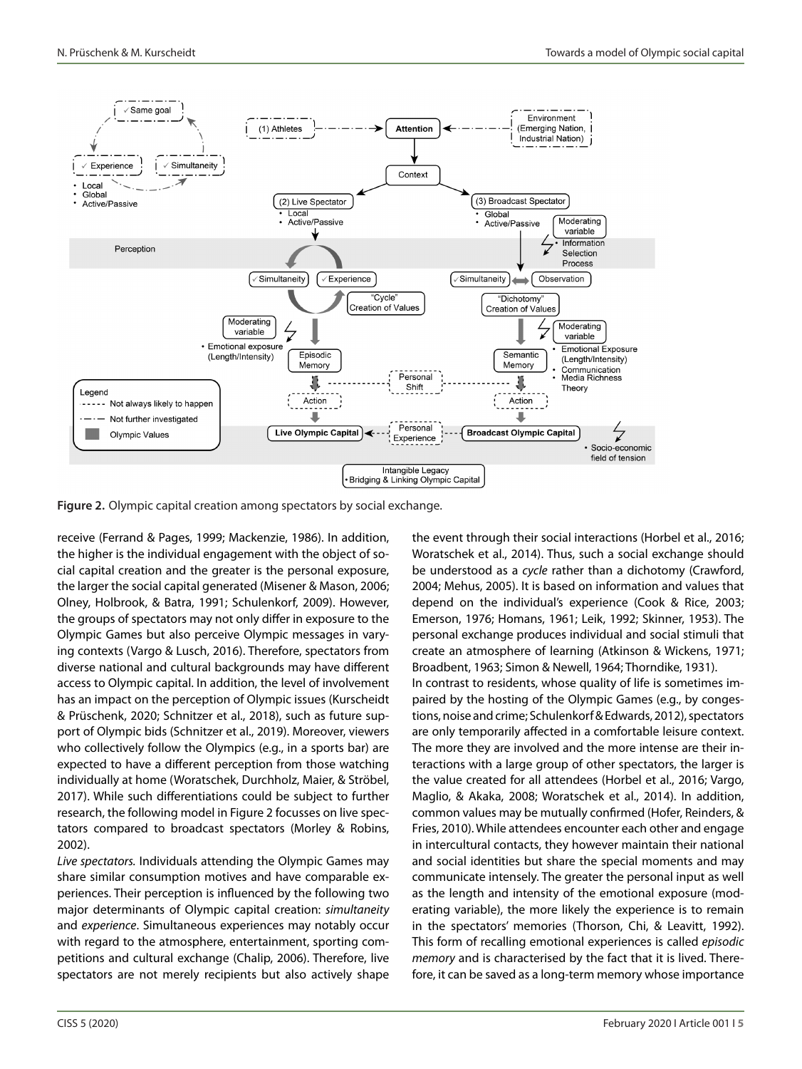**Figure 2.** Olympic capital creation among spectators by social exchange.

receive (Ferrand & Pages, 1999; Mackenzie, 1986). In addition, the higher is the individual engagement with the object of social capital creation and the greater is the personal exposure, the larger the social capital generated (Misener & Mason, 2006; Olney, Holbrook, & Batra, 1991; Schulenkorf, 2009). However, the groups of spectators may not only differ in exposure to the Olympic Games but also perceive Olympic messages in varying contexts (Vargo & Lusch, 2016). Therefore, spectators from diverse national and cultural backgrounds may have different access to Olympic capital. In addition, the level of involvement has an impact on the perception of Olympic issues (Kurscheidt & Prüschenk, 2020; Schnitzer et al., 2018), such as future support of Olympic bids (Schnitzer et al., 2019). Moreover, viewers who collectively follow the Olympics (e.g., in a sports bar) are expected to have a different perception from those watching individually at home (Woratschek, Durchholz, Maier, & Ströbel, 2017). While such differentiations could be subject to further research, the following model in Figure 2 focusses on live spectators compared to broadcast spectators (Morley & Robins, 2002).

*Live spectators.* Individuals attending the Olympic Games may share similar consumption motives and have comparable experiences. Their perception is influenced by the following two major determinants of Olympic capital creation: *simultaneity* and *experience*. Simultaneous experiences may notably occur with regard to the atmosphere, entertainment, sporting competitions and cultural exchange (Chalip, 2006). Therefore, live spectators are not merely recipients but also actively shape the event through their social interactions (Horbel et al., 2016; Woratschek et al., 2014). Thus, such a social exchange should be understood as a *cycle* rather than a dichotomy (Crawford, 2004; Mehus, 2005). It is based on information and values that depend on the individual's experience (Cook & Rice, 2003; Emerson, 1976; Homans, 1961; Leik, 1992; Skinner, 1953). The personal exchange produces individual and social stimuli that create an atmosphere of learning (Atkinson & Wickens, 1971; Broadbent, 1963; Simon & Newell, 1964; Thorndike, 1931).

In contrast to residents, whose quality of life is sometimes impaired by the hosting of the Olympic Games (e.g., by congestions, noise and crime; Schulenkorf & Edwards, 2012), spectators are only temporarily affected in a comfortable leisure context. The more they are involved and the more intense are their interactions with a large group of other spectators, the larger is the value created for all attendees (Horbel et al., 2016; Vargo, Maglio, & Akaka, 2008; Woratschek et al., 2014). In addition, common values may be mutually confirmed (Hofer, Reinders, & Fries, 2010). While attendees encounter each other and engage in intercultural contacts, they however maintain their national and social identities but share the special moments and may communicate intensely. The greater the personal input as well as the length and intensity of the emotional exposure (moderating variable), the more likely the experience is to remain in the spectators' memories (Thorson, Chi, & Leavitt, 1992). This form of recalling emotional experiences is called *episodic memory* and is characterised by the fact that it is lived. Therefore, it can be saved as a long-term memory whose importance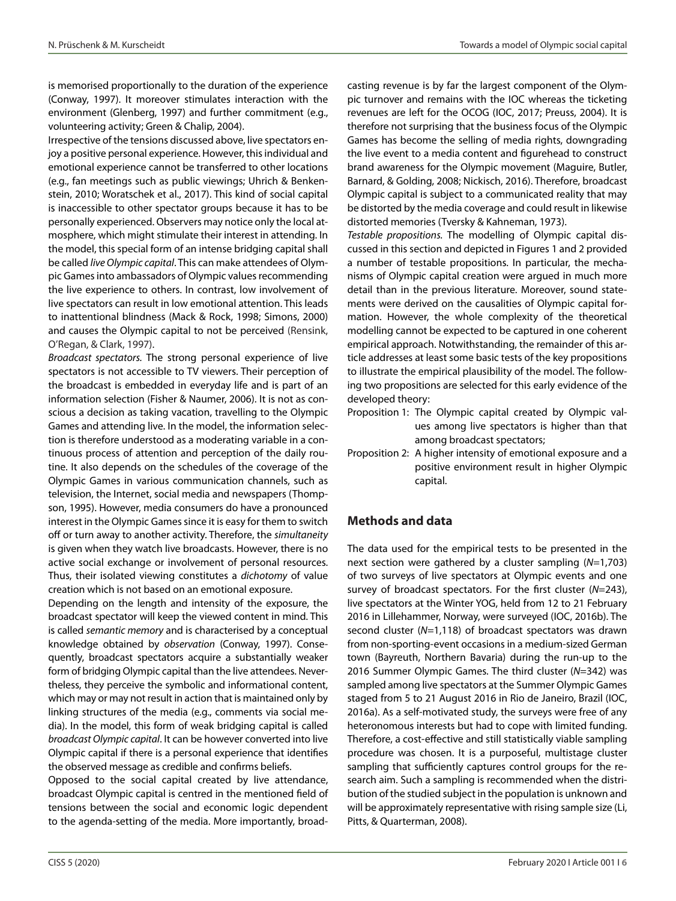is memorised proportionally to the duration of the experience (Conway, 1997). It moreover stimulates interaction with the environment (Glenberg, 1997) and further commitment (e.g., volunteering activity; Green & Chalip, 2004).

Irrespective of the tensions discussed above, live spectators enjoy a positive personal experience. However, this individual and emotional experience cannot be transferred to other locations (e.g., fan meetings such as public viewings; Uhrich & Benkenstein, 2010; Woratschek et al., 2017). This kind of social capital is inaccessible to other spectator groups because it has to be personally experienced. Observers may notice only the local atmosphere, which might stimulate their interest in attending. In the model, this special form of an intense bridging capital shall be called *live Olympic capital*. This can make attendees of Olympic Games into ambassadors of Olympic values recommending the live experience to others. In contrast, low involvement of live spectators can result in low emotional attention. This leads to inattentional blindness (Mack & Rock, 1998; Simons, 2000) and causes the Olympic capital to not be perceived (Rensink, O'Regan, & Clark, 1997).

*Broadcast spectators.* The strong personal experience of live spectators is not accessible to TV viewers. Their perception of the broadcast is embedded in everyday life and is part of an information selection (Fisher & Naumer, 2006). It is not as conscious a decision as taking vacation, travelling to the Olympic Games and attending live. In the model, the information selection is therefore understood as a moderating variable in a continuous process of attention and perception of the daily routine. It also depends on the schedules of the coverage of the Olympic Games in various communication channels, such as television, the Internet, social media and newspapers (Thompson, 1995). However, media consumers do have a pronounced interest in the Olympic Games since it is easy for them to switch off or turn away to another activity. Therefore, the *simultaneity* is given when they watch live broadcasts. However, there is no active social exchange or involvement of personal resources. Thus, their isolated viewing constitutes a *dichotomy* of value creation which is not based on an emotional exposure.

Depending on the length and intensity of the exposure, the broadcast spectator will keep the viewed content in mind. This is called *semantic memory* and is characterised by a conceptual knowledge obtained by *observation* (Conway, 1997). Consequently, broadcast spectators acquire a substantially weaker form of bridging Olympic capital than the live attendees. Nevertheless, they perceive the symbolic and informational content, which may or may not result in action that is maintained only by linking structures of the media (e.g., comments via social media). In the model, this form of weak bridging capital is called *broadcast Olympic capital*. It can be however converted into live Olympic capital if there is a personal experience that identifies the observed message as credible and confirms beliefs.

Opposed to the social capital created by live attendance, broadcast Olympic capital is centred in the mentioned field of tensions between the social and economic logic dependent to the agenda-setting of the media. More importantly, broadcasting revenue is by far the largest component of the Olympic turnover and remains with the IOC whereas the ticketing revenues are left for the OCOG (IOC, 2017; Preuss, 2004). It is therefore not surprising that the business focus of the Olympic Games has become the selling of media rights, downgrading the live event to a media content and figurehead to construct brand awareness for the Olympic movement (Maguire, Butler, Barnard, & Golding, 2008; Nickisch, 2016). Therefore, broadcast Olympic capital is subject to a communicated reality that may be distorted by the media coverage and could result in likewise distorted memories (Tversky & Kahneman, 1973).

*Testable propositions.* The modelling of Olympic capital discussed in this section and depicted in Figures 1 and 2 provided a number of testable propositions. In particular, the mechanisms of Olympic capital creation were argued in much more detail than in the previous literature. Moreover, sound statements were derived on the causalities of Olympic capital formation. However, the whole complexity of the theoretical modelling cannot be expected to be captured in one coherent empirical approach. Notwithstanding, the remainder of this article addresses at least some basic tests of the key propositions to illustrate the empirical plausibility of the model. The following two propositions are selected for this early evidence of the developed theory:

Proposition 1: The Olympic capital created by Olympic values among live spectators is higher than that among broadcast spectators;

Proposition 2: A higher intensity of emotional exposure and a positive environment result in higher Olympic capital.

## Methods and data

The data used for the empirical tests to be presented in the next section were gathered by a cluster sampling (*N*=1,703) of two surveys of live spectators at Olympic events and one survey of broadcast spectators. For the first cluster (*N*=243), live spectators at the Winter YOG, held from 12 to 21 February 2016 in Lillehammer, Norway, were surveyed (IOC, 2016b). The second cluster (*N*=1,118) of broadcast spectators was drawn from non-sporting-event occasions in a medium-sized German town (Bayreuth, Northern Bavaria) during the run-up to the 2016 Summer Olympic Games. The third cluster (*N*=342) was sampled among live spectators at the Summer Olympic Games staged from 5 to 21 August 2016 in Rio de Janeiro, Brazil (IOC, 2016a). As a self-motivated study, the surveys were free of any heteronomous interests but had to cope with limited funding. Therefore, a cost-effective and still statistically viable sampling procedure was chosen. It is a purposeful, multistage cluster sampling that sufficiently captures control groups for the research aim. Such a sampling is recommended when the distribution of the studied subject in the population is unknown and will be approximately representative with rising sample size (Li, Pitts, & Quarterman, 2008).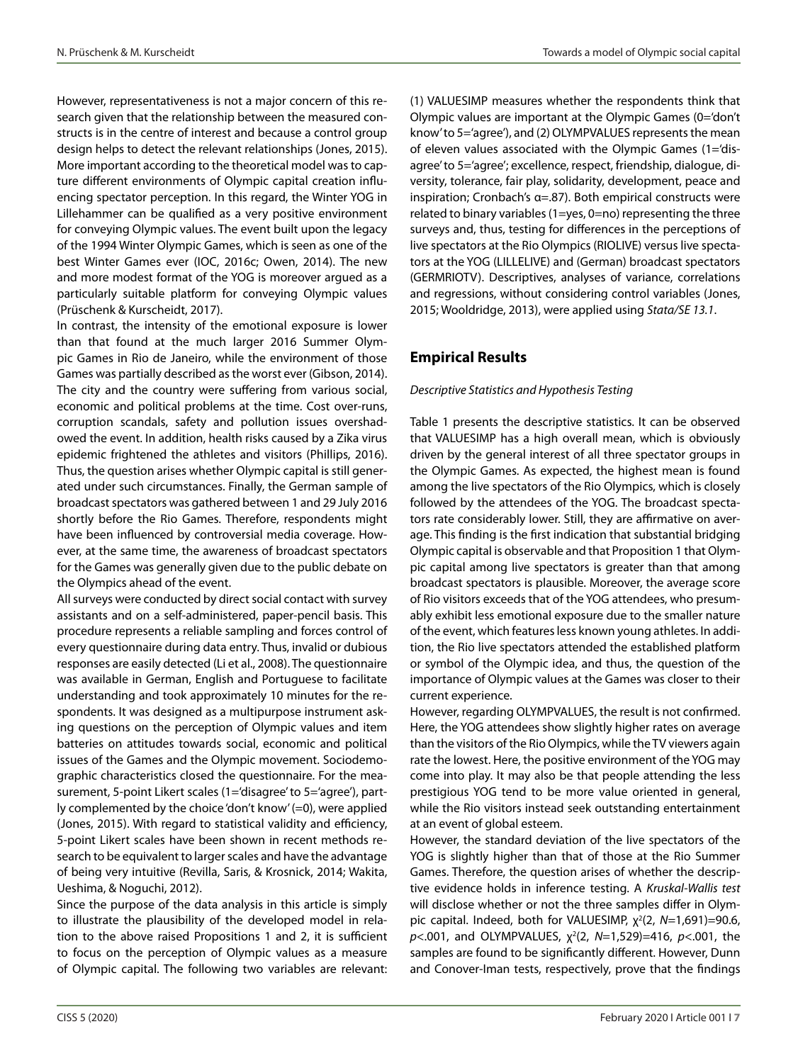However, representativeness is not a major concern of this research given that the relationship between the measured constructs is in the centre of interest and because a control group design helps to detect the relevant relationships (Jones, 2015). More important according to the theoretical model was to capture different environments of Olympic capital creation influencing spectator perception. In this regard, the Winter YOG in Lillehammer can be qualified as a very positive environment for conveying Olympic values. The event built upon the legacy of the 1994 Winter Olympic Games, which is seen as one of the best Winter Games ever (IOC, 2016c; Owen, 2014). The new and more modest format of the YOG is moreover argued as a particularly suitable platform for conveying Olympic values (Prüschenk & Kurscheidt, 2017).

In contrast, the intensity of the emotional exposure is lower than that found at the much larger 2016 Summer Olympic Games in Rio de Janeiro, while the environment of those Games was partially described as the worst ever (Gibson, 2014). The city and the country were suffering from various social, economic and political problems at the time. Cost over-runs, corruption scandals, safety and pollution issues overshadowed the event. In addition, health risks caused by a Zika virus epidemic frightened the athletes and visitors (Phillips, 2016). Thus, the question arises whether Olympic capital is still generated under such circumstances. Finally, the German sample of broadcast spectators was gathered between 1 and 29 July 2016 shortly before the Rio Games. Therefore, respondents might have been influenced by controversial media coverage. However, at the same time, the awareness of broadcast spectators for the Games was generally given due to the public debate on the Olympics ahead of the event.

All surveys were conducted by direct social contact with survey assistants and on a self-administered, paper-pencil basis. This procedure represents a reliable sampling and forces control of every questionnaire during data entry. Thus, invalid or dubious responses are easily detected (Li et al., 2008). The questionnaire was available in German, English and Portuguese to facilitate understanding and took approximately 10 minutes for the respondents. It was designed as a multipurpose instrument asking questions on the perception of Olympic values and item batteries on attitudes towards social, economic and political issues of the Games and the Olympic movement. Sociodemographic characteristics closed the questionnaire. For the measurement, 5-point Likert scales (1='disagree' to 5='agree'), partly complemented by the choice 'don't know' (=0), were applied (Jones, 2015). With regard to statistical validity and efficiency, 5-point Likert scales have been shown in recent methods research to be equivalent to larger scales and have the advantage of being very intuitive (Revilla, Saris, & Krosnick, 2014; Wakita, Ueshima, & Noguchi, 2012).

Since the purpose of the data analysis in this article is simply to illustrate the plausibility of the developed model in relation to the above raised Propositions 1 and 2, it is sufficient to focus on the perception of Olympic values as a measure of Olympic capital. The following two variables are relevant: (1) VALUESIMP measures whether the respondents think that Olympic values are important at the Olympic Games (0='don't know' to 5='agree'), and (2) OLYMPVALUES represents the mean of eleven values associated with the Olympic Games (1='disagree' to 5='agree'; excellence, respect, friendship, dialogue, diversity, tolerance, fair play, solidarity, development, peace and inspiration; Cronbach's $\alpha$=.87). Both empirical constructs were related to binary variables (1=yes, 0=no) representing the three surveys and, thus, testing for differences in the perceptions of live spectators at the Rio Olympics (RIOLIVE) versus live spectators at the YOG (LILLELIVE) and (German) broadcast spectators (GERMRIOTV). Descriptives, analyses of variance, correlations and regressions, without considering control variables (Jones, 2015; Wooldridge, 2013), were applied using *Stata/SE 13.1*.

## Empirical Results

*Descriptive Statistics and Hypothesis Testing*

Table 1 presents the descriptive statistics. It can be observed that VALUESIMP has a high overall mean, which is obviously driven by the general interest of all three spectator groups in the Olympic Games. As expected, the highest mean is found among the live spectators of the Rio Olympics, which is closely followed by the attendees of the YOG. The broadcast spectators rate considerably lower. Still, they are affirmative on average. This finding is the first indication that substantial bridging Olympic capital is observable and that Proposition 1 that Olympic capital among live spectators is greater than that among broadcast spectators is plausible. Moreover, the average score of Rio visitors exceeds that of the YOG attendees, who presumably exhibit less emotional exposure due to the smaller nature of the event, which features less known young athletes. In addition, the Rio live spectators attended the established platform or symbol of the Olympic idea, and thus, the question of the importance of Olympic values at the Games was closer to their current experience.

However, regarding OLYMPVALUES, the result is not confirmed. Here, the YOG attendees show slightly higher rates on average than the visitors of the Rio Olympics, while the TV viewers again rate the lowest. Here, the positive environment of the YOG may come into play. It may also be that people attending the less prestigious YOG tend to be more value oriented in general, while the Rio visitors instead seek outstanding entertainment at an event of global esteem.

However, the standard deviation of the live spectators of the YOG is slightly higher than that of those at the Rio Summer Games. Therefore, the question arises of whether the descriptive evidence holds in inference testing. A *Kruskal-Wallis test* will disclose whether or not the three samples differ in Olympic capital. Indeed, both for VALUESIMP, $\chi^2(2, N=1{,}691)=90.6$, $p<.001$, and OLYMPVALUES, $\chi^2(2, N=1{,}529)=416$, $p<.001$, the samples are found to be significantly different. However, Dunn and Conover-Iman tests, respectively, prove that the findings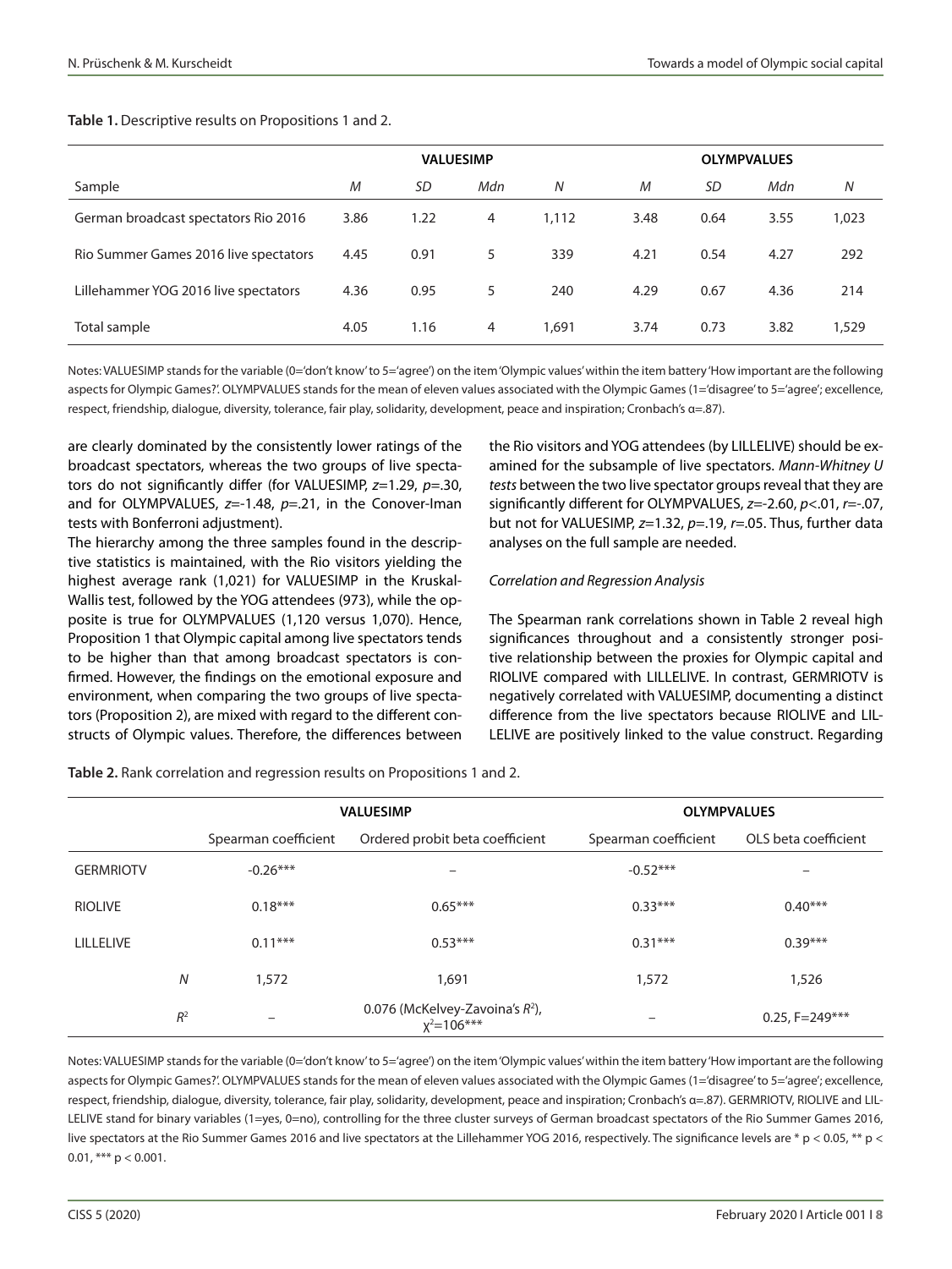**Table 1.** Descriptive results on Propositions 1 and 2.

| Sample | VALUESIMP | | | | OLYMPVALUES | | | |
|---|---|---|---|---|---|---|---|---|
| | *M* | *SD* | *Mdn* | *N* | *M* | *SD* | *Mdn* | *N* |
| German broadcast spectators Rio 2016 | 3.86 | 1.22 | 4 | 1,112 | 3.48 | 0.64 | 3.55 | 1,023 |
| Rio Summer Games 2016 live spectators | 4.45 | 0.91 | 5 | 339 | 4.21 | 0.54 | 4.27 | 292 |
| Lillehammer YOG 2016 live spectators | 4.36 | 0.95 | 5 | 240 | 4.29 | 0.67 | 4.36 | 214 |
| Total sample | 4.05 | 1.16 | 4 | 1,691 | 3.74 | 0.73 | 3.82 | 1,529 |

Notes: VALUESIMP stands for the variable (0='don't know' to 5='agree') on the item 'Olympic values' within the item battery 'How important are the following aspects for Olympic Games?'. OLYMPVALUES stands for the mean of eleven values associated with the Olympic Games (1='disagree' to 5='agree'; excellence, respect, friendship, dialogue, diversity, tolerance, fair play, solidarity, development, peace and inspiration; Cronbach's α=.87).

are clearly dominated by the consistently lower ratings of the broadcast spectators, whereas the two groups of live spectators do not significantly differ (for VALUESIMP, $z$=1.29, $p$=.30, and for OLYMPVALUES, $z$=-1.48, $p$=.21, in the Conover-Iman tests with Bonferroni adjustment).

The hierarchy among the three samples found in the descriptive statistics is maintained, with the Rio visitors yielding the highest average rank (1,021) for VALUESIMP in the Kruskal-Wallis test, followed by the YOG attendees (973), while the opposite is true for OLYMPVALUES (1,120 versus 1,070). Hence, Proposition 1 that Olympic capital among live spectators tends to be higher than that among broadcast spectators is confirmed. However, the findings on the emotional exposure and environment, when comparing the two groups of live spectators (Proposition 2), are mixed with regard to the different constructs of Olympic values. Therefore, the differences between the Rio visitors and YOG attendees (by LILLELIVE) should be examined for the subsample of live spectators. *Mann-Whitney U tests* between the two live spectator groups reveal that they are significantly different for OLYMPVALUES, $z$=-2.60, $p$<.01, $r$=-.07, but not for VALUESIMP, $z$=1.32, $p$=.19, $r$=.05. Thus, further data analyses on the full sample are needed.

*Correlation and Regression Analysis*

The Spearman rank correlations shown in Table 2 reveal high significances throughout and a consistently stronger positive relationship between the proxies for Olympic capital and RIOLIVE compared with LILLELIVE. In contrast, GERMRIOTV is negatively correlated with VALUESIMP, documenting a distinct difference from the live spectators because RIOLIVE and LILLELIVE are positively linked to the value construct. Regarding

**Table 2.** Rank correlation and regression results on Propositions 1 and 2.

| | VALUESIMP | | OLYMPVALUES | |
|---|---|---|---|---|
| | Spearman coefficient | Ordered probit beta coefficient | Spearman coefficient | OLS beta coefficient |
| GERMRIOTV | -0.26*** | – | -0.52*** | – |
| RIOLIVE | 0.18*** | 0.65*** | 0.33*** | 0.40*** |
| LILLELIVE | 0.11*** | 0.53*** | 0.31*** | 0.39*** |
| *N* | 1,572 | 1,691 | 1,572 | 1,526 |
| $R^2$ | – | 0.076 (McKelvey-Zavoina's $R^2$), $\chi^2$=106*** | – | 0.25, F=249*** |

Notes: VALUESIMP stands for the variable (0='don't know' to 5='agree') on the item 'Olympic values' within the item battery 'How important are the following aspects for Olympic Games?'. OLYMPVALUES stands for the mean of eleven values associated with the Olympic Games (1='disagree' to 5='agree'; excellence, respect, friendship, dialogue, diversity, tolerance, fair play, solidarity, development, peace and inspiration; Cronbach's α=.87). GERMRIOTV, RIOLIVE and LILLELIVE stand for binary variables (1=yes, 0=no), controlling for the three cluster surveys of German broadcast spectators of the Rio Summer Games 2016, live spectators at the Rio Summer Games 2016 and live spectators at the Lillehammer YOG 2016, respectively. The significance levels are * $p < 0.05$, ** $p < 0.01$, *** $p < 0.001$.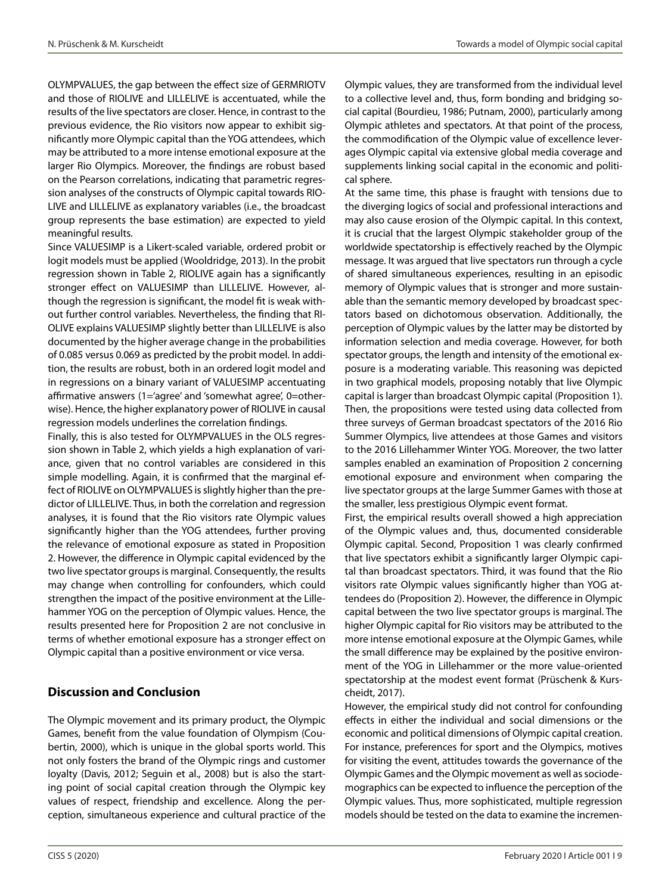OLYMPVALUES, the gap between the effect size of GERMRIOTV and those of RIOLIVE and LILLELIVE is accentuated, while the results of the live spectators are closer. Hence, in contrast to the previous evidence, the Rio visitors now appear to exhibit significantly more Olympic capital than the YOG attendees, which may be attributed to a more intense emotional exposure at the larger Rio Olympics. Moreover, the findings are robust based on the Pearson correlations, indicating that parametric regression analyses of the constructs of Olympic capital towards RIOLIVE and LILLELIVE as explanatory variables (i.e., the broadcast group represents the base estimation) are expected to yield meaningful results.

Since VALUESIMP is a Likert-scaled variable, ordered probit or logit models must be applied (Wooldridge, 2013). In the probit regression shown in Table 2, RIOLIVE again has a significantly stronger effect on VALUESIMP than LILLELIVE. However, although the regression is significant, the model fit is weak without further control variables. Nevertheless, the finding that RIOLIVE explains VALUESIMP slightly better than LILLELIVE is also documented by the higher average change in the probabilities of 0.085 versus 0.069 as predicted by the probit model. In addition, the results are robust, both in an ordered logit model and in regressions on a binary variant of VALUESIMP accentuating affirmative answers (1='agree' and 'somewhat agree', 0=otherwise). Hence, the higher explanatory power of RIOLIVE in causal regression models underlines the correlation findings.

Finally, this is also tested for OLYMPVALUES in the OLS regression shown in Table 2, which yields a high explanation of variance, given that no control variables are considered in this simple modelling. Again, it is confirmed that the marginal effect of RIOLIVE on OLYMPVALUES is slightly higher than the predictor of LILLELIVE. Thus, in both the correlation and regression analyses, it is found that the Rio visitors rate Olympic values significantly higher than the YOG attendees, further proving the relevance of emotional exposure as stated in Proposition 2. However, the difference in Olympic capital evidenced by the two live spectator groups is marginal. Consequently, the results may change when controlling for confounders, which could strengthen the impact of the positive environment at the Lillehammer YOG on the perception of Olympic values. Hence, the results presented here for Proposition 2 are not conclusive in terms of whether emotional exposure has a stronger effect on Olympic capital than a positive environment or vice versa.

## Discussion and Conclusion

The Olympic movement and its primary product, the Olympic Games, benefit from the value foundation of Olympism (Coubertin, 2000), which is unique in the global sports world. This not only fosters the brand of the Olympic rings and customer loyalty (Davis, 2012; Seguin et al., 2008) but is also the starting point of social capital creation through the Olympic key values of respect, friendship and excellence. Along the perception, simultaneous experience and cultural practice of the Olympic values, they are transformed from the individual level to a collective level and, thus, form bonding and bridging social capital (Bourdieu, 1986; Putnam, 2000), particularly among Olympic athletes and spectators. At that point of the process, the commodification of the Olympic value of excellence leverages Olympic capital via extensive global media coverage and supplements linking social capital in the economic and political sphere.

At the same time, this phase is fraught with tensions due to the diverging logics of social and professional interactions and may also cause erosion of the Olympic capital. In this context, it is crucial that the largest Olympic stakeholder group of the worldwide spectatorship is effectively reached by the Olympic message. It was argued that live spectators run through a cycle of shared simultaneous experiences, resulting in an episodic memory of Olympic values that is stronger and more sustainable than the semantic memory developed by broadcast spectators based on dichotomous observation. Additionally, the perception of Olympic values by the latter may be distorted by information selection and media coverage. However, for both spectator groups, the length and intensity of the emotional exposure is a moderating variable. This reasoning was depicted in two graphical models, proposing notably that live Olympic capital is larger than broadcast Olympic capital (Proposition 1). Then, the propositions were tested using data collected from three surveys of German broadcast spectators of the 2016 Rio Summer Olympics, live attendees at those Games and visitors to the 2016 Lillehammer Winter YOG. Moreover, the two latter samples enabled an examination of Proposition 2 concerning emotional exposure and environment when comparing the live spectator groups at the large Summer Games with those at the smaller, less prestigious Olympic event format.

First, the empirical results overall showed a high appreciation of the Olympic values and, thus, documented considerable Olympic capital. Second, Proposition 1 was clearly confirmed that live spectators exhibit a significantly larger Olympic capital than broadcast spectators. Third, it was found that the Rio visitors rate Olympic values significantly higher than YOG attendees do (Proposition 2). However, the difference in Olympic capital between the two live spectator groups is marginal. The higher Olympic capital for Rio visitors may be attributed to the more intense emotional exposure at the Olympic Games, while the small difference may be explained by the positive environment of the YOG in Lillehammer or the more value-oriented spectatorship at the modest event format (Prüschenk & Kurscheidt, 2017).

However, the empirical study did not control for confounding effects in either the individual and social dimensions or the economic and political dimensions of Olympic capital creation. For instance, preferences for sport and the Olympics, motives for visiting the event, attitudes towards the governance of the Olympic Games and the Olympic movement as well as sociodemographics can be expected to influence the perception of the Olympic values. Thus, more sophisticated, multiple regression models should be tested on the data to examine the incremen-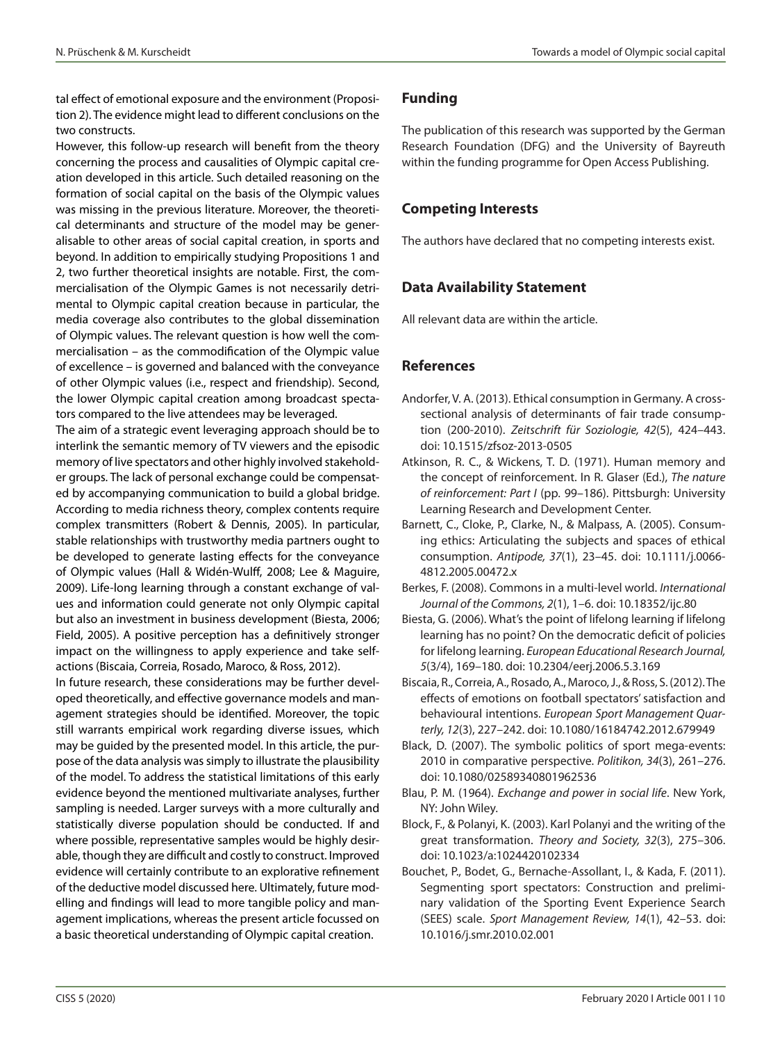tal effect of emotional exposure and the environment (Proposition 2). The evidence might lead to different conclusions on the two constructs.

However, this follow-up research will benefit from the theory concerning the process and causalities of Olympic capital creation developed in this article. Such detailed reasoning on the formation of social capital on the basis of the Olympic values was missing in the previous literature. Moreover, the theoretical determinants and structure of the model may be generalisable to other areas of social capital creation, in sports and beyond. In addition to empirically studying Propositions 1 and 2, two further theoretical insights are notable. First, the commercialisation of the Olympic Games is not necessarily detrimental to Olympic capital creation because in particular, the media coverage also contributes to the global dissemination of Olympic values. The relevant question is how well the commercialisation – as the commodification of the Olympic value of excellence – is governed and balanced with the conveyance of other Olympic values (i.e., respect and friendship). Second, the lower Olympic capital creation among broadcast spectators compared to the live attendees may be leveraged.

The aim of a strategic event leveraging approach should be to interlink the semantic memory of TV viewers and the episodic memory of live spectators and other highly involved stakeholder groups. The lack of personal exchange could be compensated by accompanying communication to build a global bridge. According to media richness theory, complex contents require complex transmitters (Robert & Dennis, 2005). In particular, stable relationships with trustworthy media partners ought to be developed to generate lasting effects for the conveyance of Olympic values (Hall & Widén-Wulff, 2008; Lee & Maguire, 2009). Life-long learning through a constant exchange of values and information could generate not only Olympic capital but also an investment in business development (Biesta, 2006; Field, 2005). A positive perception has a definitively stronger impact on the willingness to apply experience and take self-actions (Biscaia, Correia, Rosado, Maroco, & Ross, 2012).

In future research, these considerations may be further developed theoretically, and effective governance models and management strategies should be identified. Moreover, the topic still warrants empirical work regarding diverse issues, which may be guided by the presented model. In this article, the purpose of the data analysis was simply to illustrate the plausibility of the model. To address the statistical limitations of this early evidence beyond the mentioned multivariate analyses, further sampling is needed. Larger surveys with a more culturally and statistically diverse population should be conducted. If and where possible, representative samples would be highly desirable, though they are difficult and costly to construct. Improved evidence will certainly contribute to an explorative refinement of the deductive model discussed here. Ultimately, future modelling and findings will lead to more tangible policy and management implications, whereas the present article focussed on a basic theoretical understanding of Olympic capital creation.

## Funding

The publication of this research was supported by the German Research Foundation (DFG) and the University of Bayreuth within the funding programme for Open Access Publishing.

## Competing Interests

The authors have declared that no competing interests exist.

## Data Availability Statement

All relevant data are within the article.

## References

Andorfer, V. A. (2013). Ethical consumption in Germany. A cross-sectional analysis of determinants of fair trade consumption (200-2010). *Zeitschrift für Soziologie, 42*(5), 424–443. doi: 10.1515/zfsoz-2013-0505

Atkinson, R. C., & Wickens, T. D. (1971). Human memory and the concept of reinforcement. In R. Glaser (Ed.), *The nature of reinforcement: Part I* (pp. 99–186). Pittsburgh: University Learning Research and Development Center.

Barnett, C., Cloke, P., Clarke, N., & Malpass, A. (2005). Consuming ethics: Articulating the subjects and spaces of ethical consumption. *Antipode, 37*(1), 23–45. doi: 10.1111/j.0066-4812.2005.00472.x

Berkes, F. (2008). Commons in a multi-level world. *International Journal of the Commons, 2*(1), 1–6. doi: 10.18352/ijc.80

Biesta, G. (2006). What's the point of lifelong learning if lifelong learning has no point? On the democratic deficit of policies for lifelong learning. *European Educational Research Journal, 5*(3/4), 169–180. doi: 10.2304/eerj.2006.5.3.169

Biscaia, R., Correia, A., Rosado, A., Maroco, J., & Ross, S. (2012). The effects of emotions on football spectators' satisfaction and behavioural intentions. *European Sport Management Quarterly, 12*(3), 227–242. doi: 10.1080/16184742.2012.679949

Black, D. (2007). The symbolic politics of sport mega-events: 2010 in comparative perspective. *Politikon, 34*(3), 261–276. doi: 10.1080/02589340801962536

Blau, P. M. (1964). *Exchange and power in social life*. New York, NY: John Wiley.

Block, F., & Polanyi, K. (2003). Karl Polanyi and the writing of the great transformation. *Theory and Society, 32*(3), 275–306. doi: 10.1023/a:1024420102334

Bouchet, P., Bodet, G., Bernache-Assollant, I., & Kada, F. (2011). Segmenting sport spectators: Construction and preliminary validation of the Sporting Event Experience Search (SEES) scale. *Sport Management Review, 14*(1), 42–53. doi: 10.1016/j.smr.2010.02.001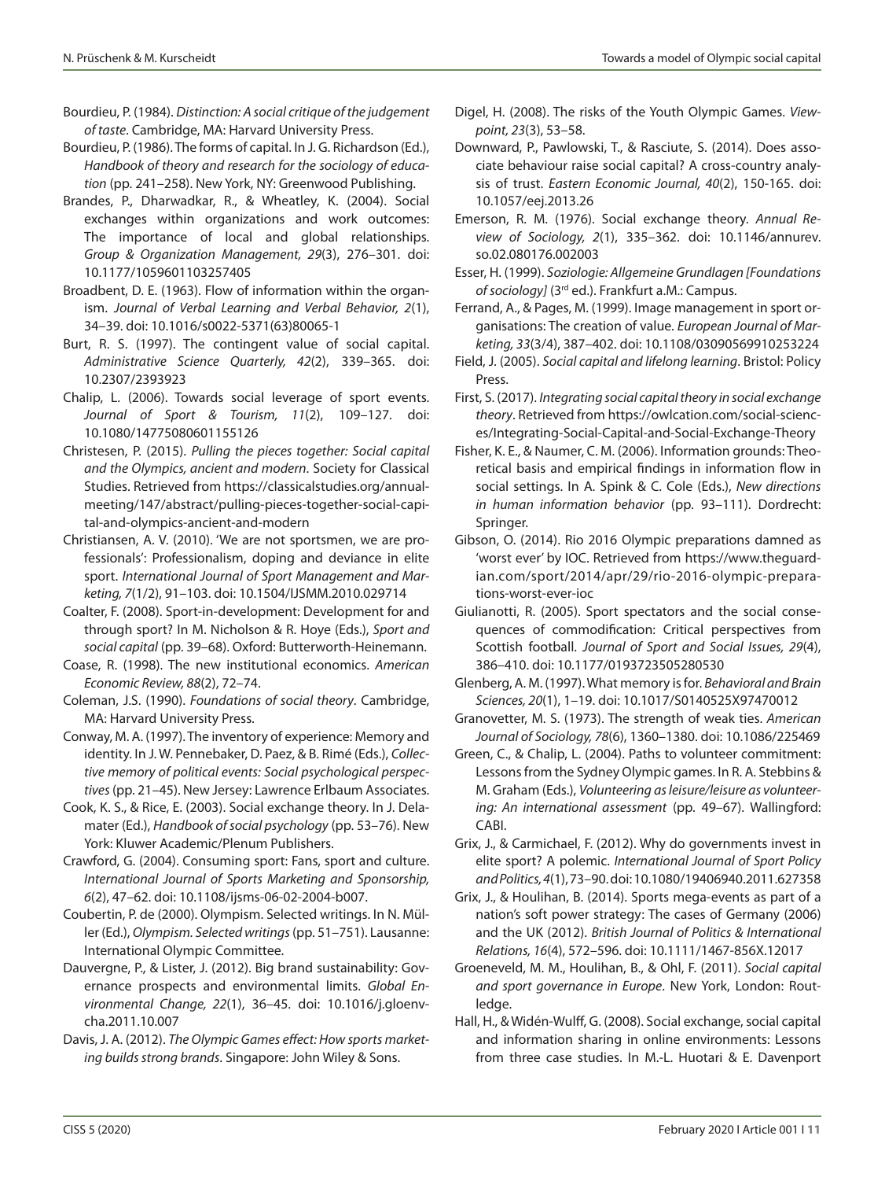Bourdieu, P. (1984). *Distinction: A social critique of the judgement of taste*. Cambridge, MA: Harvard University Press.

Bourdieu, P. (1986). The forms of capital. In J. G. Richardson (Ed.), *Handbook of theory and research for the sociology of education* (pp. 241–258). New York, NY: Greenwood Publishing.

Brandes, P., Dharwadkar, R., & Wheatley, K. (2004). Social exchanges within organizations and work outcomes: The importance of local and global relationships. *Group & Organization Management, 29*(3), 276–301. doi: 10.1177/1059601103257405

Broadbent, D. E. (1963). Flow of information within the organism. *Journal of Verbal Learning and Verbal Behavior, 2*(1), 34–39. doi: 10.1016/s0022-5371(63)80065-1

Burt, R. S. (1997). The contingent value of social capital. *Administrative Science Quarterly, 42*(2), 339–365. doi: 10.2307/2393923

Chalip, L. (2006). Towards social leverage of sport events. *Journal of Sport & Tourism, 11*(2), 109–127. doi: 10.1080/14775080601155126

Christesen, P. (2015). *Pulling the pieces together: Social capital and the Olympics, ancient and modern*. Society for Classical Studies. Retrieved from https://classicalstudies.org/annual-meeting/147/abstract/pulling-pieces-together-social-capital-and-olympics-ancient-and-modern

Christiansen, A. V. (2010). 'We are not sportsmen, we are professionals': Professionalism, doping and deviance in elite sport. *International Journal of Sport Management and Marketing, 7*(1/2), 91–103. doi: 10.1504/IJSMM.2010.029714

Coalter, F. (2008). Sport-in-development: Development for and through sport? In M. Nicholson & R. Hoye (Eds.), *Sport and social capital* (pp. 39–68). Oxford: Butterworth-Heinemann.

Coase, R. (1998). The new institutional economics. *American Economic Review, 88*(2), 72–74.

Coleman, J.S. (1990). *Foundations of social theory*. Cambridge, MA: Harvard University Press.

Conway, M. A. (1997). The inventory of experience: Memory and identity. In J. W. Pennebaker, D. Paez, & B. Rimé (Eds.), *Collective memory of political events: Social psychological perspectives* (pp. 21–45). New Jersey: Lawrence Erlbaum Associates.

Cook, K. S., & Rice, E. (2003). Social exchange theory. In J. Delamater (Ed.), *Handbook of social psychology* (pp. 53–76). New York: Kluwer Academic/Plenum Publishers.

Crawford, G. (2004). Consuming sport: Fans, sport and culture. *International Journal of Sports Marketing and Sponsorship, 6*(2), 47–62. doi: 10.1108/ijsms-06-02-2004-b007.

Coubertin, P. de (2000). Olympism. Selected writings. In N. Müller (Ed.), *Olympism. Selected writings* (pp. 51–751). Lausanne: International Olympic Committee.

Dauvergne, P., & Lister, J. (2012). Big brand sustainability: Governance prospects and environmental limits. *Global Environmental Change, 22*(1), 36–45. doi: 10.1016/j.gloenvcha.2011.10.007

Davis, J. A. (2012). *The Olympic Games effect: How sports marketing builds strong brands*. Singapore: John Wiley & Sons.

Digel, H. (2008). The risks of the Youth Olympic Games. *Viewpoint, 23*(3), 53–58.

Downward, P., Pawlowski, T., & Rasciute, S. (2014). Does associate behaviour raise social capital? A cross-country analysis of trust. *Eastern Economic Journal, 40*(2), 150-165. doi: 10.1057/eej.2013.26

Emerson, R. M. (1976). Social exchange theory. *Annual Review of Sociology, 2*(1), 335–362. doi: 10.1146/annurev.so.02.080176.002003

Esser, H. (1999). *Soziologie: Allgemeine Grundlagen [Foundations of sociology]* (3rd ed.). Frankfurt a.M.: Campus.

Ferrand, A., & Pages, M. (1999). Image management in sport organisations: The creation of value. *European Journal of Marketing, 33*(3/4), 387–402. doi: 10.1108/03090569910253224

Field, J. (2005). *Social capital and lifelong learning*. Bristol: Policy Press.

First, S. (2017). *Integrating social capital theory in social exchange theory*. Retrieved from https://owlcation.com/social-sciences/Integrating-Social-Capital-and-Social-Exchange-Theory

Fisher, K. E., & Naumer, C. M. (2006). Information grounds: Theoretical basis and empirical findings in information flow in social settings. In A. Spink & C. Cole (Eds.), *New directions in human information behavior* (pp. 93–111). Dordrecht: Springer.

Gibson, O. (2014). Rio 2016 Olympic preparations damned as 'worst ever' by IOC. Retrieved from https://www.theguardian.com/sport/2014/apr/29/rio-2016-olympic-preparations-worst-ever-ioc

Giulianotti, R. (2005). Sport spectators and the social consequences of commodification: Critical perspectives from Scottish football. *Journal of Sport and Social Issues, 29*(4), 386–410. doi: 10.1177/0193723505280530

Glenberg, A. M. (1997). What memory is for. *Behavioral and Brain Sciences, 20*(1), 1–19. doi: 10.1017/S0140525X97470012

Granovetter, M. S. (1973). The strength of weak ties. *American Journal of Sociology, 78*(6), 1360–1380. doi: 10.1086/225469

Green, C., & Chalip, L. (2004). Paths to volunteer commitment: Lessons from the Sydney Olympic games. In R. A. Stebbins & M. Graham (Eds.), *Volunteering as leisure/leisure as volunteering: An international assessment* (pp. 49–67). Wallingford: CABI.

Grix, J., & Carmichael, F. (2012). Why do governments invest in elite sport? A polemic. *International Journal of Sport Policy and Politics, 4*(1), 73–90. doi: 10.1080/19406940.2011.627358

Grix, J., & Houlihan, B. (2014). Sports mega-events as part of a nation's soft power strategy: The cases of Germany (2006) and the UK (2012). *British Journal of Politics & International Relations, 16*(4), 572–596. doi: 10.1111/1467-856X.12017

Groeneveld, M. M., Houlihan, B., & Ohl, F. (2011). *Social capital and sport governance in Europe*. New York, London: Routledge.

Hall, H., & Widén-Wulff, G. (2008). Social exchange, social capital and information sharing in online environments: Lessons from three case studies. In M.-L. Huotari & E. Davenport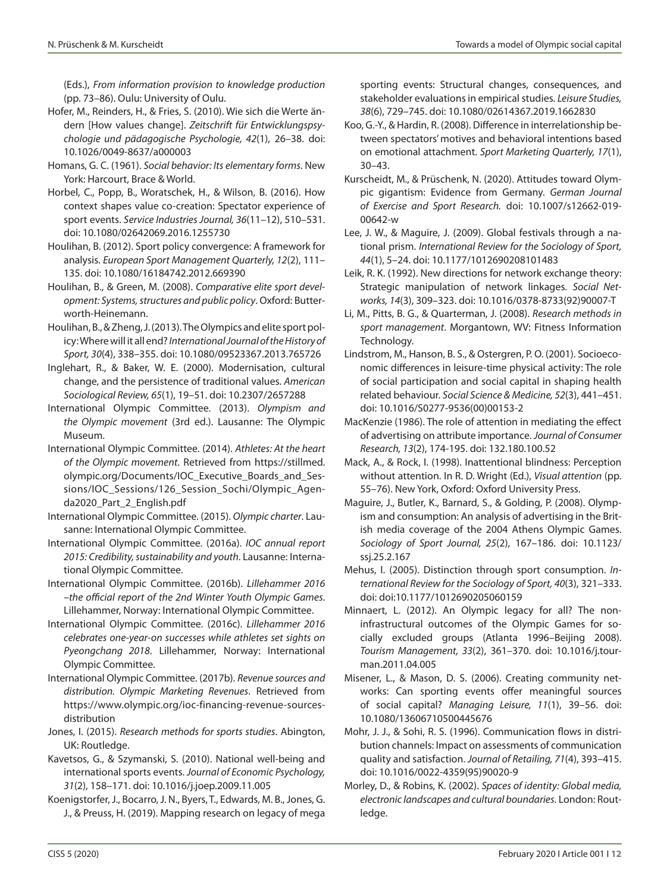(Eds.), *From information provision to knowledge production* (pp. 73–86). Oulu: University of Oulu.

Hofer, M., Reinders, H., & Fries, S. (2010). Wie sich die Werte ändern [How values change]. *Zeitschrift für Entwicklungspsychologie und pädagogische Psychologie, 42*(1), 26–38. doi: 10.1026/0049-8637/a000003

Homans, G. C. (1961). *Social behavior: Its elementary forms*. New York: Harcourt, Brace & World.

Horbel, C., Popp, B., Woratschek, H., & Wilson, B. (2016). How context shapes value co-creation: Spectator experience of sport events. *Service Industries Journal, 36*(11–12), 510–531. doi: 10.1080/02642069.2016.1255730

Houlihan, B. (2012). Sport policy convergence: A framework for analysis. *European Sport Management Quarterly, 12*(2), 111–135. doi: 10.1080/16184742.2012.669390

Houlihan, B., & Green, M. (2008). *Comparative elite sport development: Systems, structures and public policy*. Oxford: Butterworth-Heinemann.

Houlihan, B., & Zheng, J. (2013). The Olympics and elite sport policy: Where will it all end? *International Journal of the History of Sport, 30*(4), 338–355. doi: 10.1080/09523367.2013.765726

Inglehart, R., & Baker, W. E. (2000). Modernisation, cultural change, and the persistence of traditional values. *American Sociological Review, 65*(1), 19–51. doi: 10.2307/2657288

International Olympic Committee. (2013). *Olympism and the Olympic movement* (3rd ed.). Lausanne: The Olympic Museum.

International Olympic Committee. (2014). *Athletes: At the heart of the Olympic movement*. Retrieved from https://stillmed.olympic.org/Documents/IOC_Executive_Boards_and_Sessions/IOC_Sessions/126_Session_Sochi/Olympic_Agenda2020_Part_2_English.pdf

International Olympic Committee. (2015). *Olympic charter*. Lausanne: International Olympic Committee.

International Olympic Committee. (2016a). *IOC annual report 2015: Credibility, sustainability and youth*. Lausanne: International Olympic Committee.

International Olympic Committee. (2016b). *Lillehammer 2016 –the official report of the 2nd Winter Youth Olympic Games*. Lillehammer, Norway: International Olympic Committee.

International Olympic Committee. (2016c). *Lillehammer 2016 celebrates one-year-on successes while athletes set sights on Pyeongchang 2018*. Lillehammer, Norway: International Olympic Committee.

International Olympic Committee. (2017b). *Revenue sources and distribution. Olympic Marketing Revenues*. Retrieved from https://www.olympic.org/ioc-financing-revenue-sources-distribution

Jones, I. (2015). *Research methods for sports studies*. Abington, UK: Routledge.

Kavetsos, G., & Szymanski, S. (2010). National well-being and international sports events. *Journal of Economic Psychology, 31*(2), 158–171. doi: 10.1016/j.joep.2009.11.005

Koenigstorfer, J., Bocarro, J. N., Byers, T., Edwards, M. B., Jones, G. J., & Preuss, H. (2019). Mapping research on legacy of mega sporting events: Structural changes, consequences, and stakeholder evaluations in empirical studies. *Leisure Studies, 38*(6), 729–745. doi: 10.1080/02614367.2019.1662830

Koo, G.-Y., & Hardin, R. (2008). Difference in interrelationship between spectators' motives and behavioral intentions based on emotional attachment. *Sport Marketing Quarterly, 17*(1), 30–43.

Kurscheidt, M., & Prüschenk, N. (2020). Attitudes toward Olympic gigantism: Evidence from Germany. *German Journal of Exercise and Sport Research.* doi: 10.1007/s12662-019-00642-w

Lee, J. W., & Maguire, J. (2009). Global festivals through a national prism. *International Review for the Sociology of Sport, 44*(1), 5–24. doi: 10.1177/1012690208101483

Leik, R. K. (1992). New directions for network exchange theory: Strategic manipulation of network linkages. *Social Networks, 14*(3), 309–323. doi: 10.1016/0378-8733(92)90007-T

Li, M., Pitts, B. G., & Quarterman, J. (2008). *Research methods in sport management*. Morgantown, WV: Fitness Information Technology.

Lindstrom, M., Hanson, B. S., & Ostergren, P. O. (2001). Socioeconomic differences in leisure-time physical activity: The role of social participation and social capital in shaping health related behaviour. *Social Science & Medicine, 52*(3), 441–451. doi: 10.1016/S0277-9536(00)00153-2

MacKenzie (1986). The role of attention in mediating the effect of advertising on attribute importance. *Journal of Consumer Research, 13*(2), 174-195. doi: 132.180.100.52

Mack, A., & Rock, I. (1998). Inattentional blindness: Perception without attention. In R. D. Wright (Ed.), *Visual attention* (pp. 55–76). New York, Oxford: Oxford University Press.

Maguire, J., Butler, K., Barnard, S., & Golding, P. (2008). Olympism and consumption: An analysis of advertising in the British media coverage of the 2004 Athens Olympic Games. *Sociology of Sport Journal, 25*(2), 167–186. doi: 10.1123/ssj.25.2.167

Mehus, I. (2005). Distinction through sport consumption. *International Review for the Sociology of Sport, 40*(3), 321–333. doi: doi:10.1177/1012690205060159

Minnaert, L. (2012). An Olympic legacy for all? The non-infrastructural outcomes of the Olympic Games for socially excluded groups (Atlanta 1996–Beijing 2008). *Tourism Management, 33*(2), 361–370. doi: 10.1016/j.tourman.2011.04.005

Misener, L., & Mason, D. S. (2006). Creating community networks: Can sporting events offer meaningful sources of social capital? *Managing Leisure, 11*(1), 39–56. doi: 10.1080/13606710500445676

Mohr, J. J., & Sohi, R. S. (1996). Communication flows in distribution channels: Impact on assessments of communication quality and satisfaction. *Journal of Retailing, 71*(4), 393–415. doi: 10.1016/0022-4359(95)90020-9

Morley, D., & Robins, K. (2002). *Spaces of identity: Global media, electronic landscapes and cultural boundaries*. London: Routledge.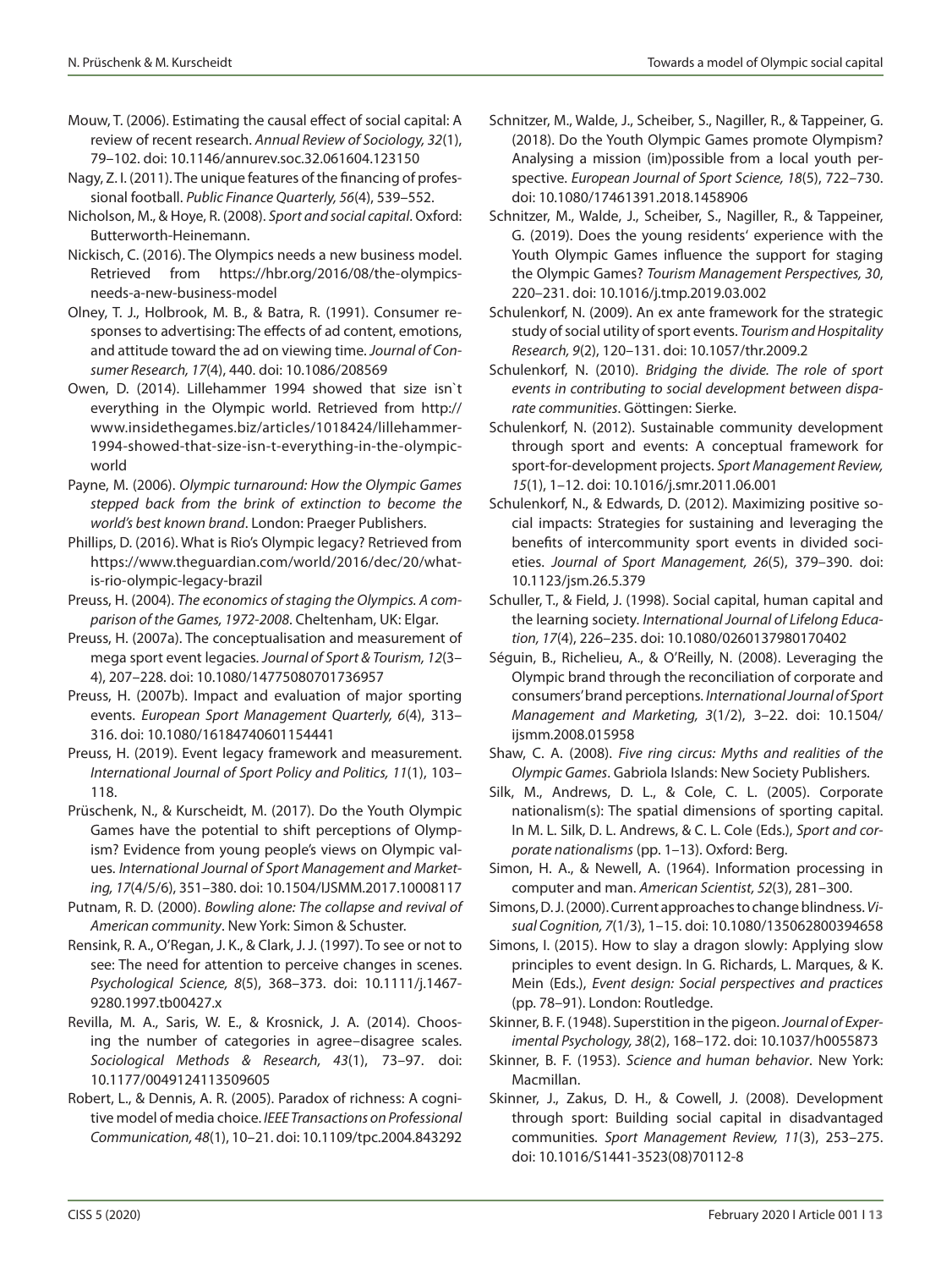Mouw, T. (2006). Estimating the causal effect of social capital: A review of recent research. *Annual Review of Sociology, 32*(1), 79–102. doi: 10.1146/annurev.soc.32.061604.123150

Nagy, Z. I. (2011). The unique features of the financing of professional football. *Public Finance Quarterly, 56*(4), 539–552.

Nicholson, M., & Hoye, R. (2008). *Sport and social capital*. Oxford: Butterworth-Heinemann.

Nickisch, C. (2016). The Olympics needs a new business model. Retrieved from https://hbr.org/2016/08/the-olympics-needs-a-new-business-model

Olney, T. J., Holbrook, M. B., & Batra, R. (1991). Consumer responses to advertising: The effects of ad content, emotions, and attitude toward the ad on viewing time. *Journal of Consumer Research, 17*(4), 440. doi: 10.1086/208569

Owen, D. (2014). Lillehammer 1994 showed that size isn`t everything in the Olympic world. Retrieved from http://www.insidethegames.biz/articles/1018424/lillehammer-1994-showed-that-size-isn-t-everything-in-the-olympic-world

Payne, M. (2006). *Olympic turnaround: How the Olympic Games stepped back from the brink of extinction to become the world's best known brand*. London: Praeger Publishers.

Phillips, D. (2016). What is Rio's Olympic legacy? Retrieved from https://www.theguardian.com/world/2016/dec/20/what-is-rio-olympic-legacy-brazil

Preuss, H. (2004). *The economics of staging the Olympics. A comparison of the Games, 1972-2008*. Cheltenham, UK: Elgar.

Preuss, H. (2007a). The conceptualisation and measurement of mega sport event legacies. *Journal of Sport & Tourism, 12*(3–4), 207–228. doi: 10.1080/14775080701736957

Preuss, H. (2007b). Impact and evaluation of major sporting events. *European Sport Management Quarterly, 6*(4), 313–316. doi: 10.1080/16184740601154441

Preuss, H. (2019). Event legacy framework and measurement. *International Journal of Sport Policy and Politics, 11*(1), 103–118.

Prüschenk, N., & Kurscheidt, M. (2017). Do the Youth Olympic Games have the potential to shift perceptions of Olympism? Evidence from young people's views on Olympic values. *International Journal of Sport Management and Marketing, 17*(4/5/6), 351–380. doi: 10.1504/IJSMM.2017.10008117

Putnam, R. D. (2000). *Bowling alone: The collapse and revival of American community*. New York: Simon & Schuster.

Rensink, R. A., O'Regan, J. K., & Clark, J. J. (1997). To see or not to see: The need for attention to perceive changes in scenes. *Psychological Science, 8*(5), 368–373. doi: 10.1111/j.1467-9280.1997.tb00427.x

Revilla, M. A., Saris, W. E., & Krosnick, J. A. (2014). Choosing the number of categories in agree–disagree scales. *Sociological Methods & Research, 43*(1), 73–97. doi: 10.1177/0049124113509605

Robert, L., & Dennis, A. R. (2005). Paradox of richness: A cognitive model of media choice. *IEEE Transactions on Professional Communication, 48*(1), 10–21. doi: 10.1109/tpc.2004.843292

Schnitzer, M., Walde, J., Scheiber, S., Nagiller, R., & Tappeiner, G. (2018). Do the Youth Olympic Games promote Olympism? Analysing a mission (im)possible from a local youth perspective. *European Journal of Sport Science, 18*(5), 722–730. doi: 10.1080/17461391.2018.1458906

Schnitzer, M., Walde, J., Scheiber, S., Nagiller, R., & Tappeiner, G. (2019). Does the young residents' experience with the Youth Olympic Games influence the support for staging the Olympic Games? *Tourism Management Perspectives, 30*, 220–231. doi: 10.1016/j.tmp.2019.03.002

Schulenkorf, N. (2009). An ex ante framework for the strategic study of social utility of sport events. *Tourism and Hospitality Research, 9*(2), 120–131. doi: 10.1057/thr.2009.2

Schulenkorf, N. (2010). *Bridging the divide. The role of sport events in contributing to social development between disparate communities*. Göttingen: Sierke.

Schulenkorf, N. (2012). Sustainable community development through sport and events: A conceptual framework for sport-for-development projects. *Sport Management Review, 15*(1), 1–12. doi: 10.1016/j.smr.2011.06.001

Schulenkorf, N., & Edwards, D. (2012). Maximizing positive social impacts: Strategies for sustaining and leveraging the benefits of intercommunity sport events in divided societies. *Journal of Sport Management, 26*(5), 379–390. doi: 10.1123/jsm.26.5.379

Schuller, T., & Field, J. (1998). Social capital, human capital and the learning society. *International Journal of Lifelong Education, 17*(4), 226–235. doi: 10.1080/0260137980170402

Séguin, B., Richelieu, A., & O'Reilly, N. (2008). Leveraging the Olympic brand through the reconciliation of corporate and consumers' brand perceptions. *International Journal of Sport Management and Marketing, 3*(1/2), 3–22. doi: 10.1504/ijsmm.2008.015958

Shaw, C. A. (2008). *Five ring circus: Myths and realities of the Olympic Games*. Gabriola Islands: New Society Publishers.

Silk, M., Andrews, D. L., & Cole, C. L. (2005). Corporate nationalism(s): The spatial dimensions of sporting capital. In M. L. Silk, D. L. Andrews, & C. L. Cole (Eds.), *Sport and corporate nationalisms* (pp. 1–13). Oxford: Berg.

Simon, H. A., & Newell, A. (1964). Information processing in computer and man. *American Scientist, 52*(3), 281–300.

Simons, D. J. (2000). Current approaches to change blindness. *Visual Cognition, 7*(1/3), 1–15. doi: 10.1080/135062800394658

Simons, I. (2015). How to slay a dragon slowly: Applying slow principles to event design. In G. Richards, L. Marques, & K. Mein (Eds.), *Event design: Social perspectives and practices* (pp. 78–91). London: Routledge.

Skinner, B. F. (1948). Superstition in the pigeon. *Journal of Experimental Psychology, 38*(2), 168–172. doi: 10.1037/h0055873

Skinner, B. F. (1953). *Science and human behavior*. New York: Macmillan.

Skinner, J., Zakus, D. H., & Cowell, J. (2008). Development through sport: Building social capital in disadvantaged communities. *Sport Management Review, 11*(3), 253–275. doi: 10.1016/S1441-3523(08)70112-8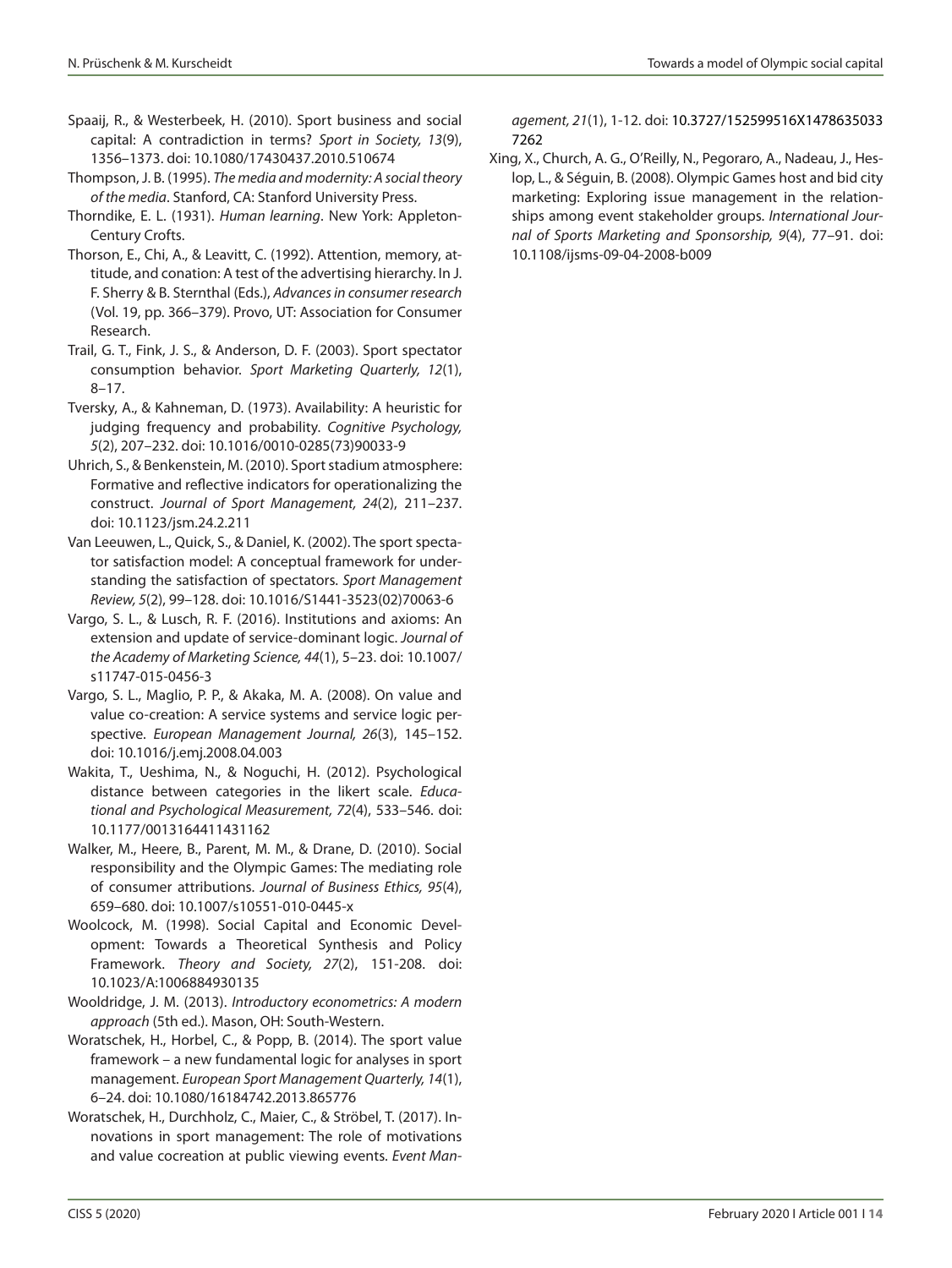Spaaij, R., & Westerbeek, H. (2010). Sport business and social capital: A contradiction in terms? *Sport in Society, 13*(9), 1356–1373. doi: 10.1080/17430437.2010.510674

Thompson, J. B. (1995). *The media and modernity: A social theory of the media*. Stanford, CA: Stanford University Press.

Thorndike, E. L. (1931). *Human learning*. New York: Appleton-Century Crofts.

Thorson, E., Chi, A., & Leavitt, C. (1992). Attention, memory, attitude, and conation: A test of the advertising hierarchy. In J. F. Sherry & B. Sternthal (Eds.), *Advances in consumer research* (Vol. 19, pp. 366–379). Provo, UT: Association for Consumer Research.

Trail, G. T., Fink, J. S., & Anderson, D. F. (2003). Sport spectator consumption behavior. *Sport Marketing Quarterly, 12*(1), 8–17.

Tversky, A., & Kahneman, D. (1973). Availability: A heuristic for judging frequency and probability. *Cognitive Psychology, 5*(2), 207–232. doi: 10.1016/0010-0285(73)90033-9

Uhrich, S., & Benkenstein, M. (2010). Sport stadium atmosphere: Formative and reflective indicators for operationalizing the construct. *Journal of Sport Management, 24*(2), 211–237. doi: 10.1123/jsm.24.2.211

Van Leeuwen, L., Quick, S., & Daniel, K. (2002). The sport spectator satisfaction model: A conceptual framework for understanding the satisfaction of spectators. *Sport Management Review, 5*(2), 99–128. doi: 10.1016/S1441-3523(02)70063-6

Vargo, S. L., & Lusch, R. F. (2016). Institutions and axioms: An extension and update of service-dominant logic. *Journal of the Academy of Marketing Science, 44*(1), 5–23. doi: 10.1007/s11747-015-0456-3

Vargo, S. L., Maglio, P. P., & Akaka, M. A. (2008). On value and value co-creation: A service systems and service logic perspective. *European Management Journal, 26*(3), 145–152. doi: 10.1016/j.emj.2008.04.003

Wakita, T., Ueshima, N., & Noguchi, H. (2012). Psychological distance between categories in the likert scale. *Educational and Psychological Measurement, 72*(4), 533–546. doi: 10.1177/0013164411431162

Walker, M., Heere, B., Parent, M. M., & Drane, D. (2010). Social responsibility and the Olympic Games: The mediating role of consumer attributions. *Journal of Business Ethics, 95*(4), 659–680. doi: 10.1007/s10551-010-0445-x

Woolcock, M. (1998). Social Capital and Economic Development: Towards a Theoretical Synthesis and Policy Framework. *Theory and Society, 27*(2), 151-208. doi: 10.1023/A:1006884930135

Wooldridge, J. M. (2013). *Introductory econometrics: A modern approach* (5th ed.). Mason, OH: South-Western.

Woratschek, H., Horbel, C., & Popp, B. (2014). The sport value framework – a new fundamental logic for analyses in sport management. *European Sport Management Quarterly, 14*(1), 6–24. doi: 10.1080/16184742.2013.865776

Woratschek, H., Durchholz, C., Maier, C., & Ströbel, T. (2017). Innovations in sport management: The role of motivations and value cocreation at public viewing events. *Event Management, 21*(1), 1-12. doi: 10.3727/152599516X14786350337262

Xing, X., Church, A. G., O'Reilly, N., Pegoraro, A., Nadeau, J., Heslop, L., & Séguin, B. (2008). Olympic Games host and bid city marketing: Exploring issue management in the relationships among event stakeholder groups. *International Journal of Sports Marketing and Sponsorship, 9*(4), 77–91. doi: 10.1108/ijsms-09-04-2008-b009